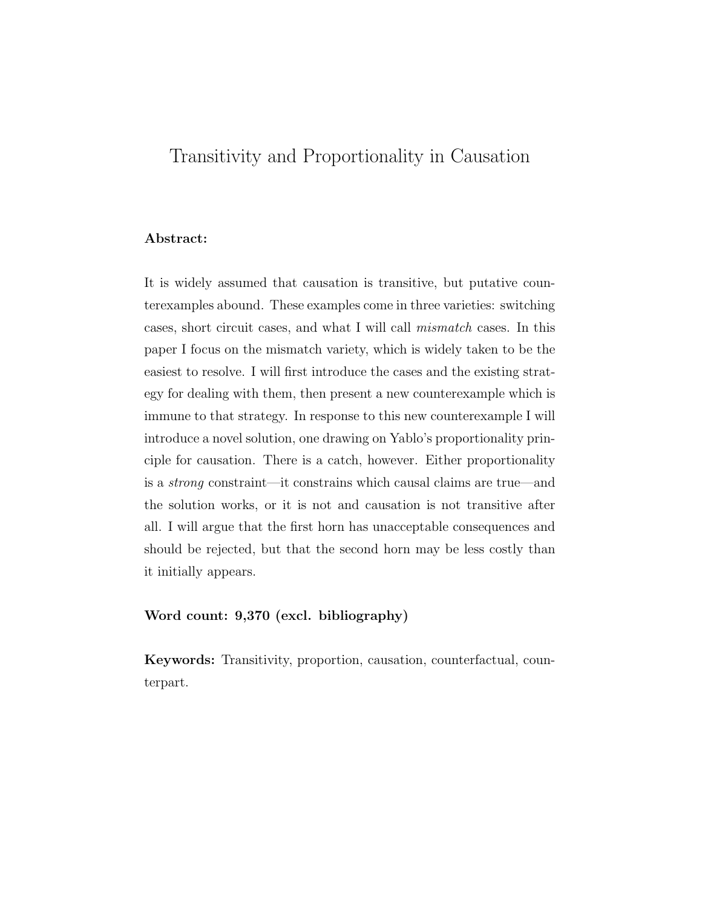# Transitivity and Proportionality in Causation

**Abstract:**

It is widely assumed that causation is transitive, but putative counterexamples abound. These examples come in three varieties: switching cases, short circuit cases, and what I will call *mismatch* cases. In this paper I focus on the mismatch variety, which is widely taken to be the easiest to resolve. I will first introduce the cases and the existing strategy for dealing with them, then present a new counterexample which is immune to that strategy. In response to this new counterexample I will introduce a novel solution, one drawing on Yablo's proportionality principle for causation. There is a catch, however. Either proportionality is a *strong* constraint—it constrains which causal claims are true—and the solution works, or it is not and causation is not transitive after all. I will argue that the first horn has unacceptable consequences and should be rejected, but that the second horn may be less costly than it initially appears.

**Word count: 9,370 (excl. bibliography)**

**Keywords:** Transitivity, proportion, causation, counterfactual, counterpart.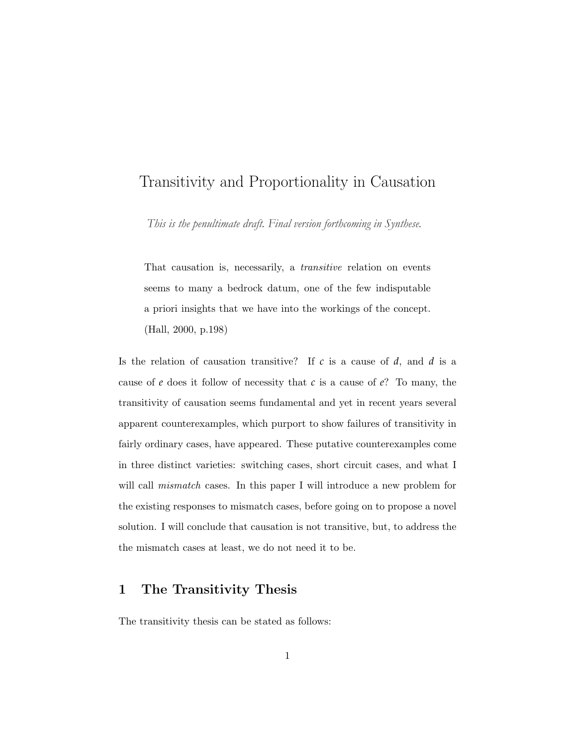# Transitivity and Proportionality in Causation

*This is the penultimate draft. Final version forthcoming in Synthese.*

> That causation is, necessarily, a *transitive* relation on events seems to many a bedrock datum, one of the few indisputable a priori insights that we have into the workings of the concept. (Hall, 2000, p.198)

Is the relation of causation transitive? If $c$ is a cause of $d$, and $d$ is a cause of $e$ does it follow of necessity that $c$ is a cause of $e$? To many, the transitivity of causation seems fundamental and yet in recent years several apparent counterexamples, which purport to show failures of transitivity in fairly ordinary cases, have appeared. These putative counterexamples come in three distinct varieties: switching cases, short circuit cases, and what I will call *mismatch* cases. In this paper I will introduce a new problem for the existing responses to mismatch cases, before going on to propose a novel solution. I will conclude that causation is not transitive, but, to address the the mismatch cases at least, we do not need it to be.

## 1 The Transitivity Thesis

The transitivity thesis can be stated as follows: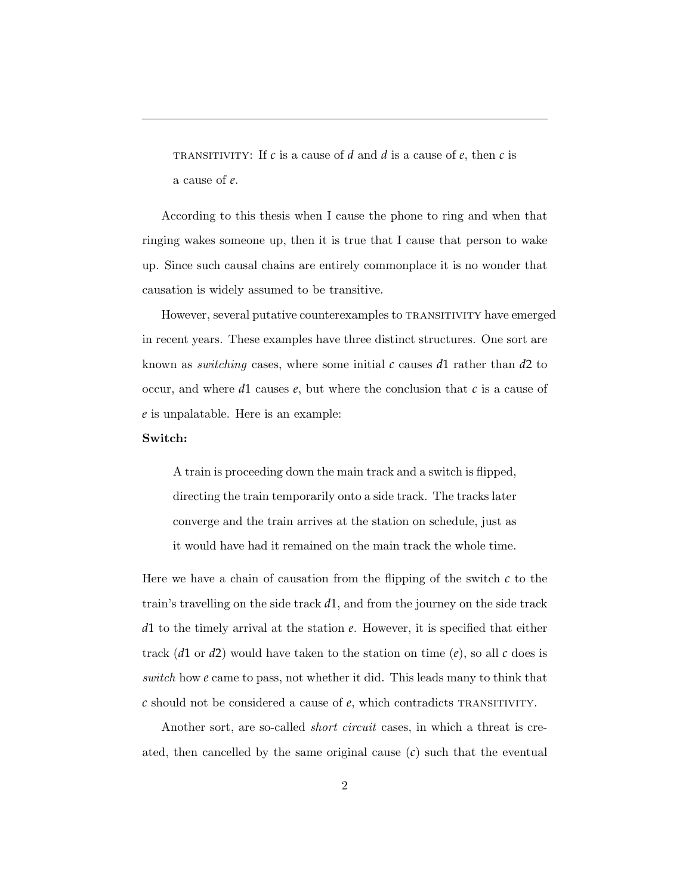TRANSITIVITY: If $c$ is a cause of $d$ and $d$ is a cause of $e$, then $c$ is a cause of $e$.

According to this thesis when I cause the phone to ring and when that ringing wakes someone up, then it is true that I cause that person to wake up. Since such causal chains are entirely commonplace it is no wonder that causation is widely assumed to be transitive.

However, several putative counterexamples to TRANSITIVITY have emerged in recent years. These examples have three distinct structures. One sort are known as *switching* cases, where some initial $c$ causes $d1$ rather than $d2$ to occur, and where $d1$ causes $e$, but where the conclusion that $c$ is a cause of $e$ is unpalatable. Here is an example:

**Switch:**

> A train is proceeding down the main track and a switch is flipped, directing the train temporarily onto a side track. The tracks later converge and the train arrives at the station on schedule, just as it would have had it remained on the main track the whole time.

Here we have a chain of causation from the flipping of the switch $c$ to the train's travelling on the side track $d1$, and from the journey on the side track $d1$ to the timely arrival at the station $e$. However, it is specified that either track ($d1$ or $d2$) would have taken to the station on time ($e$), so all $c$ does is *switch* how $e$ came to pass, not whether it did. This leads many to think that $c$ should not be considered a cause of $e$, which contradicts TRANSITIVITY.

Another sort, are so-called *short circuit* cases, in which a threat is created, then cancelled by the same original cause ($c$) such that the eventual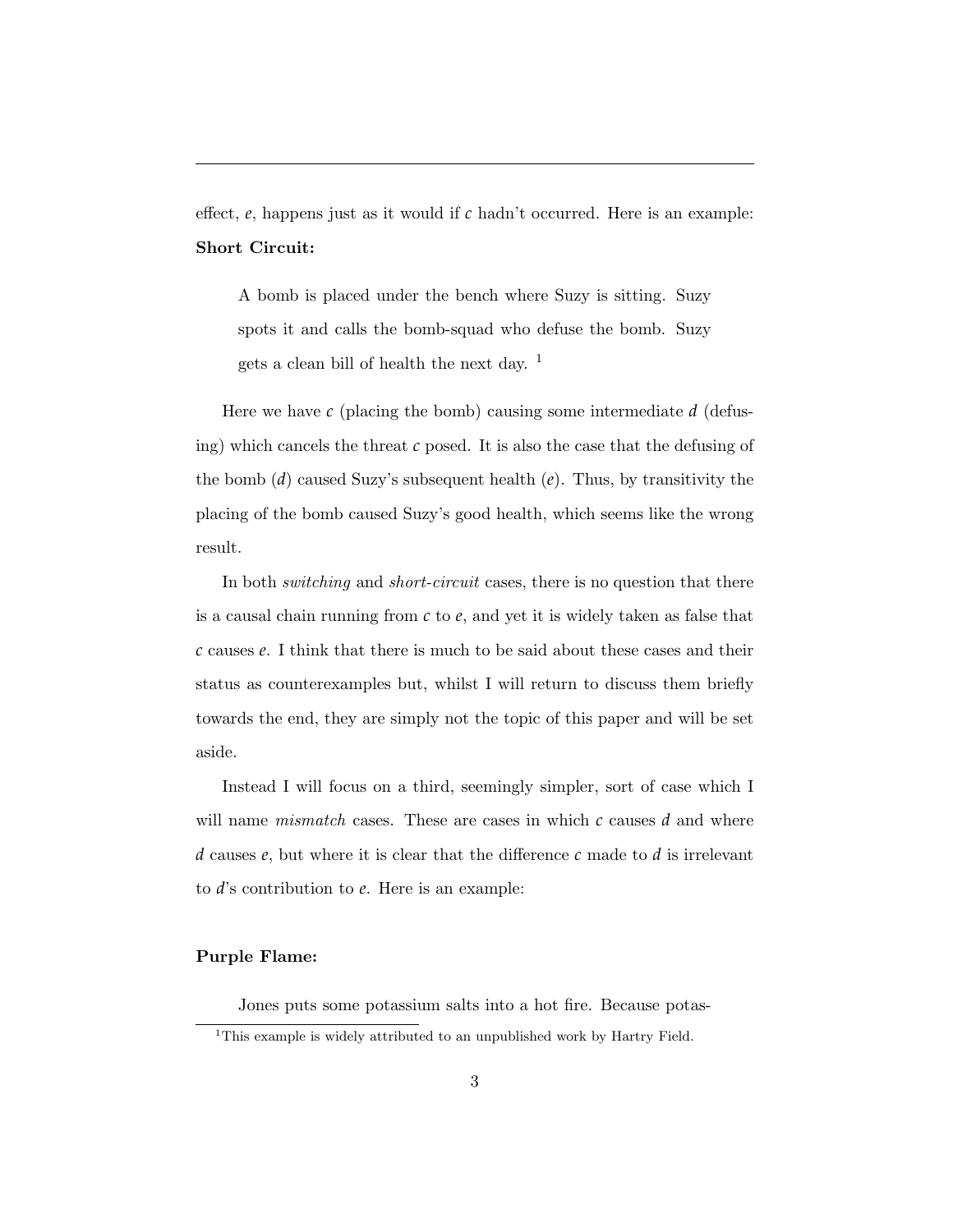effect, $e$, happens just as it would if $c$ hadn't occurred. Here is an example:

**Short Circuit:**

> A bomb is placed under the bench where Suzy is sitting. Suzy spots it and calls the bomb-squad who defuse the bomb. Suzy gets a clean bill of health the next day. [1]

Here we have $c$ (placing the bomb) causing some intermediate $d$ (defusing) which cancels the threat $c$ posed. It is also the case that the defusing of the bomb ($d$) caused Suzy's subsequent health ($e$). Thus, by transitivity the placing of the bomb caused Suzy's good health, which seems like the wrong result.

In both *switching* and *short-circuit* cases, there is no question that there is a causal chain running from $c$ to $e$, and yet it is widely taken as false that $c$ causes $e$. I think that there is much to be said about these cases and their status as counterexamples but, whilst I will return to discuss them briefly towards the end, they are simply not the topic of this paper and will be set aside.

Instead I will focus on a third, seemingly simpler, sort of case which I will name *mismatch* cases. These are cases in which $c$ causes $d$ and where $d$ causes $e$, but where it is clear that the difference $c$ made to $d$ is irrelevant to $d$'s contribution to $e$. Here is an example:

**Purple Flame:**

> Jones puts some potassium salts into a hot fire. Because potas-

[1] This example is widely attributed to an unpublished work by Hartry Field.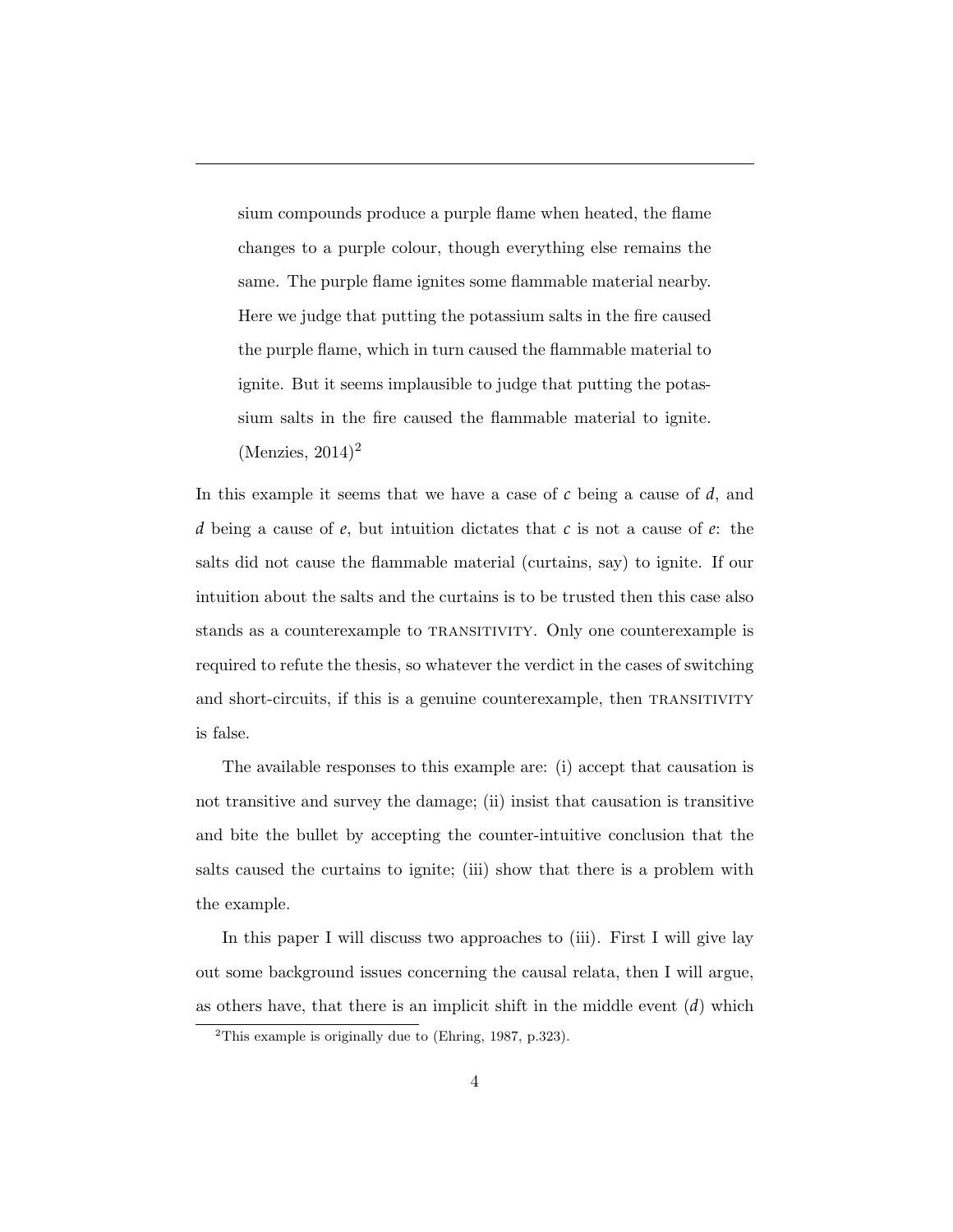> sium compounds produce a purple flame when heated, the flame changes to a purple colour, though everything else remains the same. The purple flame ignites some flammable material nearby. Here we judge that putting the potassium salts in the fire caused the purple flame, which in turn caused the flammable material to ignite. But it seems implausible to judge that putting the potassium salts in the fire caused the flammable material to ignite. (Menzies, 2014)[2]

In this example it seems that we have a case of $c$ being a cause of $d$, and $d$ being a cause of $e$, but intuition dictates that $c$ is not a cause of $e$: the salts did not cause the flammable material (curtains, say) to ignite. If our intuition about the salts and the curtains is to be trusted then this case also stands as a counterexample to TRANSITIVITY. Only one counterexample is required to refute the thesis, so whatever the verdict in the cases of switching and short-circuits, if this is a genuine counterexample, then TRANSITIVITY is false.

The available responses to this example are: (i) accept that causation is not transitive and survey the damage; (ii) insist that causation is transitive and bite the bullet by accepting the counter-intuitive conclusion that the salts caused the curtains to ignite; (iii) show that there is a problem with the example.

In this paper I will discuss two approaches to (iii). First I will give lay out some background issues concerning the causal relata, then I will argue, as others have, that there is an implicit shift in the middle event ($d$) which

[2] This example is originally due to (Ehring, 1987, p.323).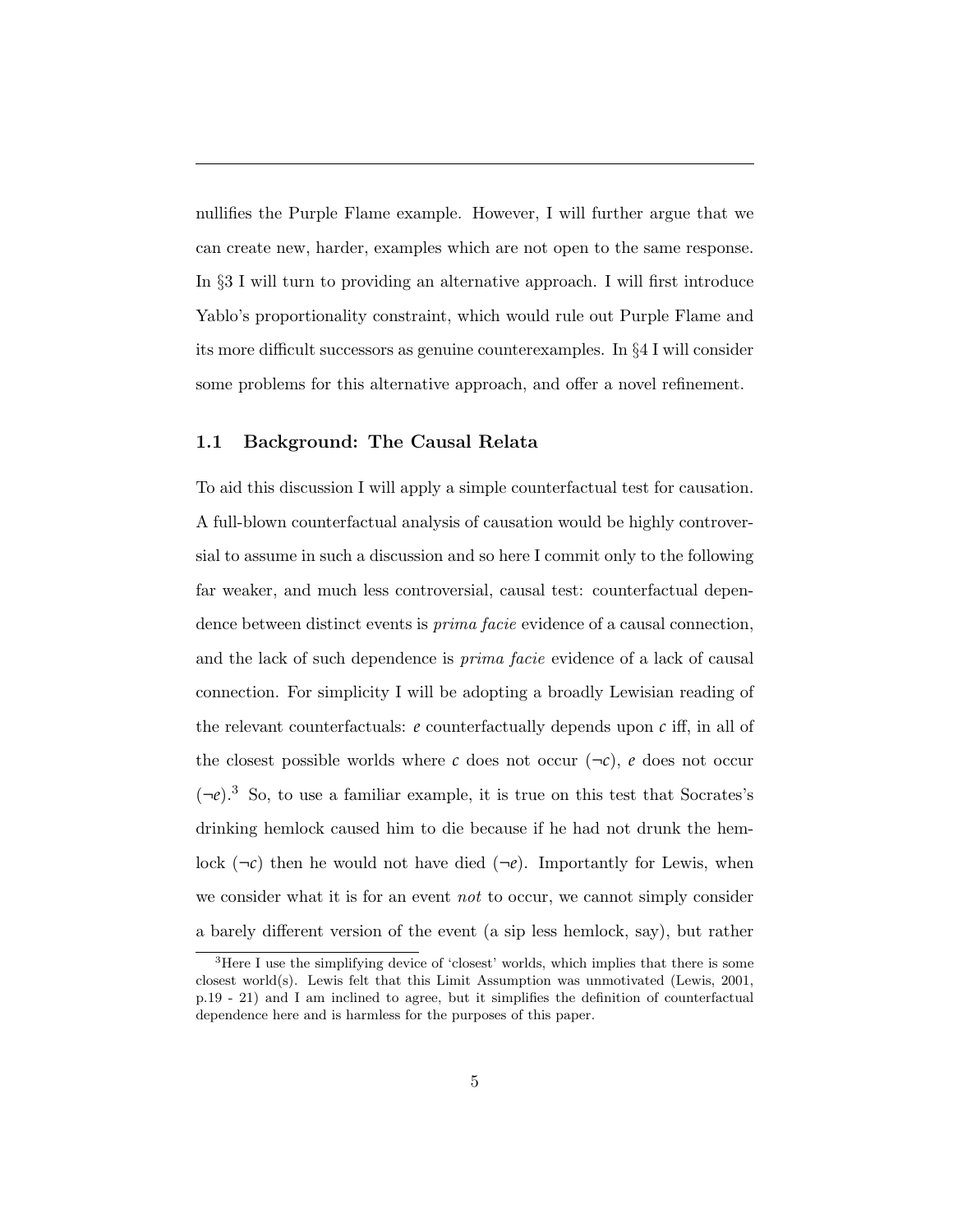nullifies the Purple Flame example. However, I will further argue that we can create new, harder, examples which are not open to the same response. In §3 I will turn to providing an alternative approach. I will first introduce Yablo's proportionality constraint, which would rule out Purple Flame and its more difficult successors as genuine counterexamples. In §4 I will consider some problems for this alternative approach, and offer a novel refinement.

### 1.1 Background: The Causal Relata

To aid this discussion I will apply a simple counterfactual test for causation. A full-blown counterfactual analysis of causation would be highly controversial to assume in such a discussion and so here I commit only to the following far weaker, and much less controversial, causal test: counterfactual dependence between distinct events is *prima facie* evidence of a causal connection, and the lack of such dependence is *prima facie* evidence of a lack of causal connection. For simplicity I will be adopting a broadly Lewisian reading of the relevant counterfactuals: $e$ counterfactually depends upon $c$ iff, in all of the closest possible worlds where $c$ does not occur ($\neg c$), $e$ does not occur ($\neg e$).[3] So, to use a familiar example, it is true on this test that Socrates's drinking hemlock caused him to die because if he had not drunk the hemlock ($\neg c$) then he would not have died ($\neg e$). Importantly for Lewis, when we consider what it is for an event *not* to occur, we cannot simply consider a barely different version of the event (a sip less hemlock, say), but rather

[3] Here I use the simplifying device of 'closest' worlds, which implies that there is some closest world(s). Lewis felt that this Limit Assumption was unmotivated (Lewis, 2001, p.19 - 21) and I am inclined to agree, but it simplifies the definition of counterfactual dependence here and is harmless for the purposes of this paper.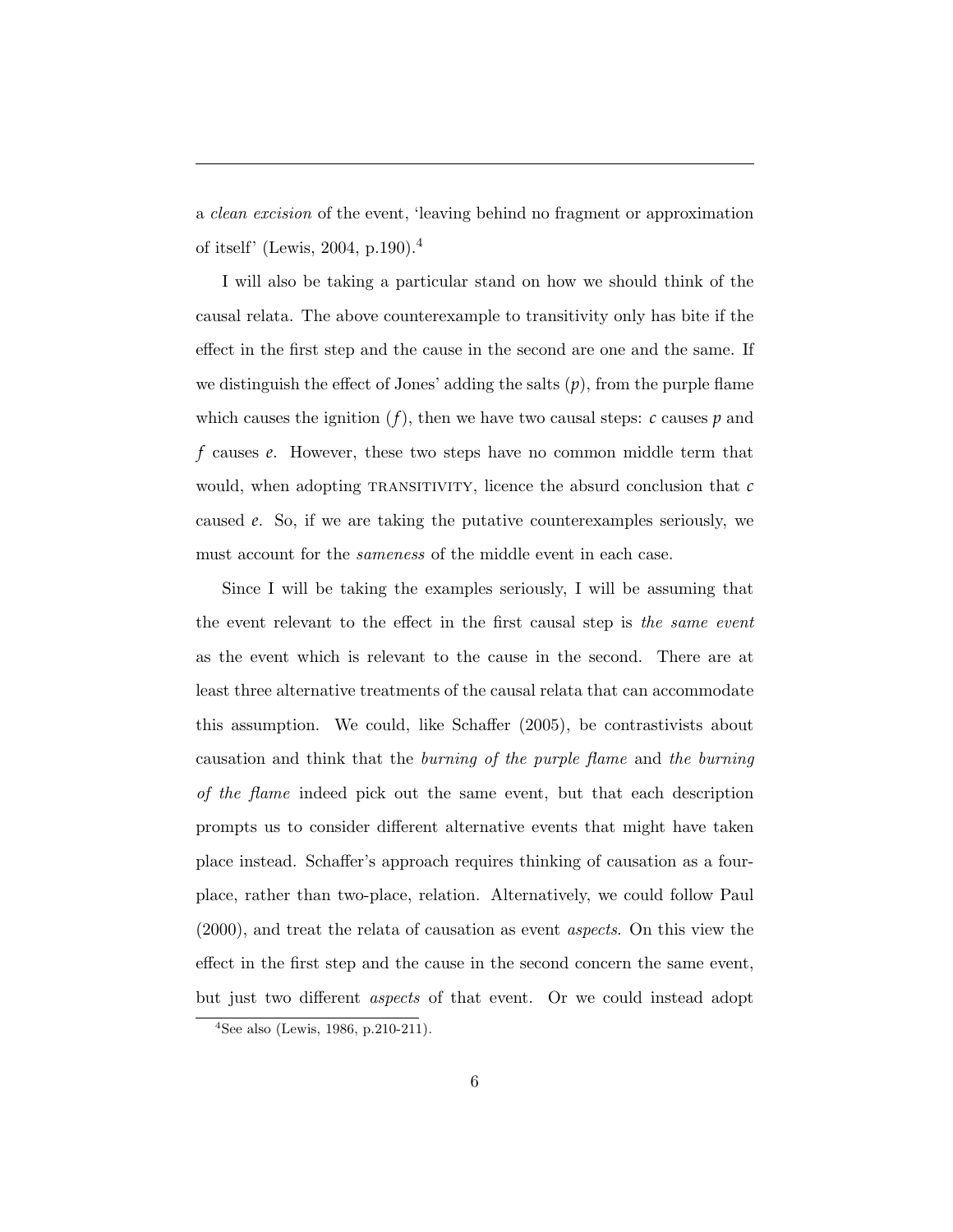a *clean excision* of the event, 'leaving behind no fragment or approximation of itself' (Lewis, 2004, p.190).[4]

I will also be taking a particular stand on how we should think of the causal relata. The above counterexample to transitivity only has bite if the effect in the first step and the cause in the second are one and the same. If we distinguish the effect of Jones' adding the salts ($p$), from the purple flame which causes the ignition ($f$), then we have two causal steps: $c$ causes $p$ and $f$ causes $e$. However, these two steps have no common middle term that would, when adopting TRANSITIVITY, licence the absurd conclusion that $c$ caused $e$. So, if we are taking the putative counterexamples seriously, we must account for the *sameness* of the middle event in each case.

Since I will be taking the examples seriously, I will be assuming that the event relevant to the effect in the first causal step is *the same event* as the event which is relevant to the cause in the second. There are at least three alternative treatments of the causal relata that can accommodate this assumption. We could, like Schaffer (2005), be contrastivists about causation and think that the *burning of the purple flame* and *the burning of the flame* indeed pick out the same event, but that each description prompts us to consider different alternative events that might have taken place instead. Schaffer's approach requires thinking of causation as a four-place, rather than two-place, relation. Alternatively, we could follow Paul (2000), and treat the relata of causation as event *aspects*. On this view the effect in the first step and the cause in the second concern the same event, but just two different *aspects* of that event. Or we could instead adopt

[4] See also (Lewis, 1986, p.210-211).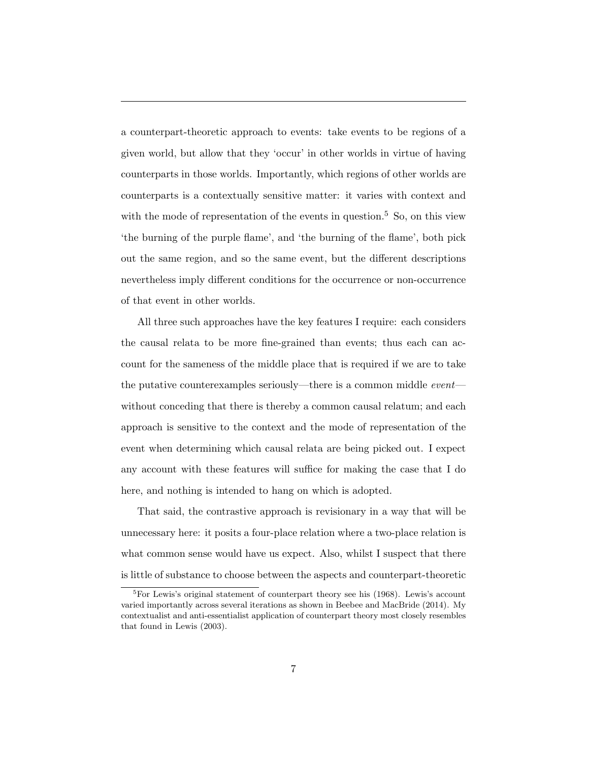a counterpart-theoretic approach to events: take events to be regions of a given world, but allow that they 'occur' in other worlds in virtue of having counterparts in those worlds. Importantly, which regions of other worlds are counterparts is a contextually sensitive matter: it varies with context and with the mode of representation of the events in question.[5] So, on this view 'the burning of the purple flame', and 'the burning of the flame', both pick out the same region, and so the same event, but the different descriptions nevertheless imply different conditions for the occurrence or non-occurrence of that event in other worlds.

All three such approaches have the key features I require: each considers the causal relata to be more fine-grained than events; thus each can account for the sameness of the middle place that is required if we are to take the putative counterexamples seriously—there is a common middle *event*—without conceding that there is thereby a common causal relatum; and each approach is sensitive to the context and the mode of representation of the event when determining which causal relata are being picked out. I expect any account with these features will suffice for making the case that I do here, and nothing is intended to hang on which is adopted.

That said, the contrastive approach is revisionary in a way that will be unnecessary here: it posits a four-place relation where a two-place relation is what common sense would have us expect. Also, whilst I suspect that there is little of substance to choose between the aspects and counterpart-theoretic

[5] For Lewis's original statement of counterpart theory see his (1968). Lewis's account varied importantly across several iterations as shown in Beebee and MacBride (2014). My contextualist and anti-essentialist application of counterpart theory most closely resembles that found in Lewis (2003).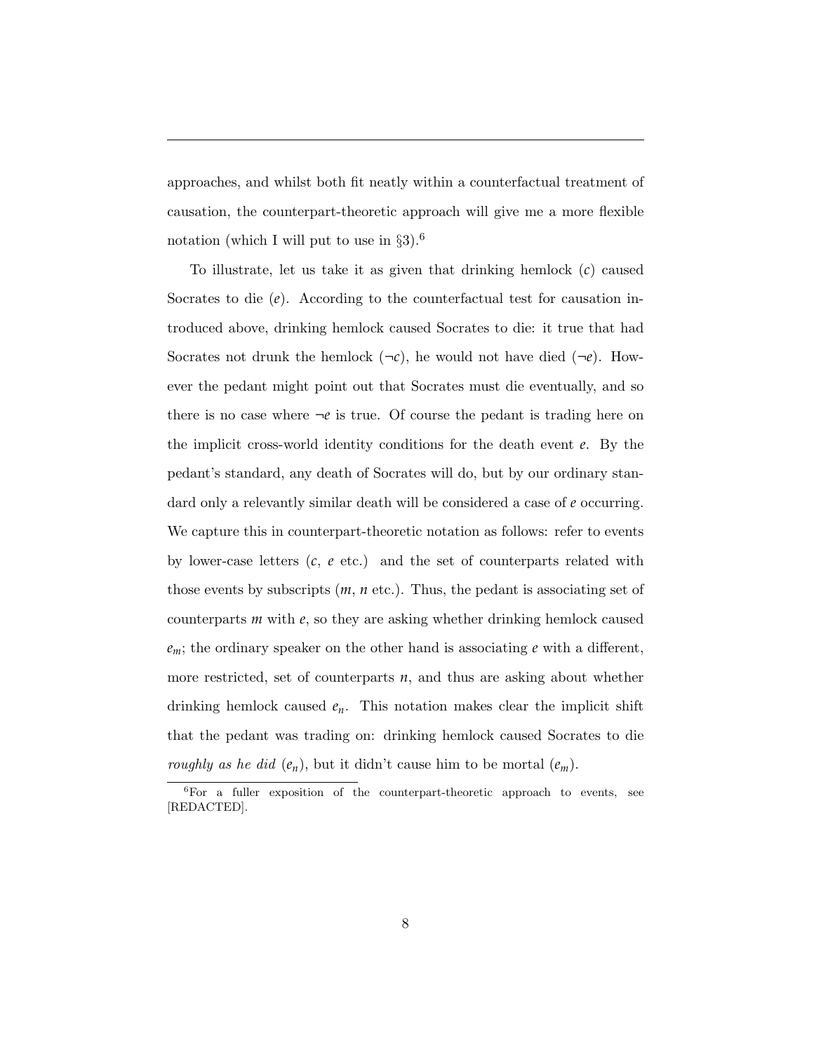approaches, and whilst both fit neatly within a counterfactual treatment of causation, the counterpart-theoretic approach will give me a more flexible notation (which I will put to use in §3).[6]

To illustrate, let us take it as given that drinking hemlock ($c$) caused Socrates to die ($e$). According to the counterfactual test for causation introduced above, drinking hemlock caused Socrates to die: it true that had Socrates not drunk the hemlock ($\neg c$), he would not have died ($\neg e$). However the pedant might point out that Socrates must die eventually, and so there is no case where $\neg e$ is true. Of course the pedant is trading here on the implicit cross-world identity conditions for the death event $e$. By the pedant's standard, any death of Socrates will do, but by our ordinary standard only a relevantly similar death will be considered a case of $e$ occurring. We capture this in counterpart-theoretic notation as follows: refer to events by lower-case letters ($c$, $e$ etc.) and the set of counterparts related with those events by subscripts ($m$, $n$ etc.). Thus, the pedant is associating set of counterparts $m$ with $e$, so they are asking whether drinking hemlock caused $e_m$; the ordinary speaker on the other hand is associating $e$ with a different, more restricted, set of counterparts $n$, and thus are asking about whether drinking hemlock caused $e_n$. This notation makes clear the implicit shift that the pedant was trading on: drinking hemlock caused Socrates to die *roughly as he did* ($e_n$), but it didn't cause him to be mortal ($e_m$).

[6]For a fuller exposition of the counterpart-theoretic approach to events, see [REDACTED].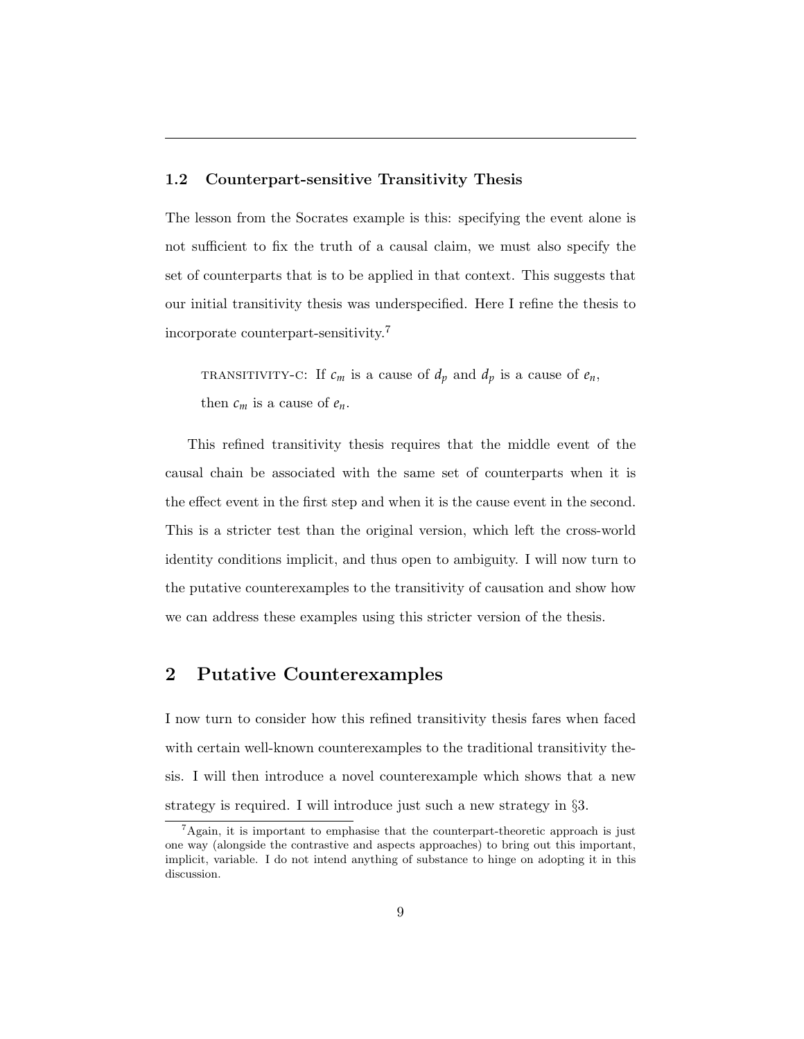### 1.2 Counterpart-sensitive Transitivity Thesis

The lesson from the Socrates example is this: specifying the event alone is not sufficient to fix the truth of a causal claim, we must also specify the set of counterparts that is to be applied in that context. This suggests that our initial transitivity thesis was underspecified. Here I refine the thesis to incorporate counterpart-sensitivity.[7]

> TRANSITIVITY-C: If $c_m$ is a cause of $d_p$ and $d_p$ is a cause of $e_n$, then $c_m$ is a cause of $e_n$.

This refined transitivity thesis requires that the middle event of the causal chain be associated with the same set of counterparts when it is the effect event in the first step and when it is the cause event in the second. This is a stricter test than the original version, which left the cross-world identity conditions implicit, and thus open to ambiguity. I will now turn to the putative counterexamples to the transitivity of causation and show how we can address these examples using this stricter version of the thesis.

## 2 Putative Counterexamples

I now turn to consider how this refined transitivity thesis fares when faced with certain well-known counterexamples to the traditional transitivity thesis. I will then introduce a novel counterexample which shows that a new strategy is required. I will introduce just such a new strategy in §3.

[7] Again, it is important to emphasise that the counterpart-theoretic approach is just one way (alongside the contrastive and aspects approaches) to bring out this important, implicit, variable. I do not intend anything of substance to hinge on adopting it in this discussion.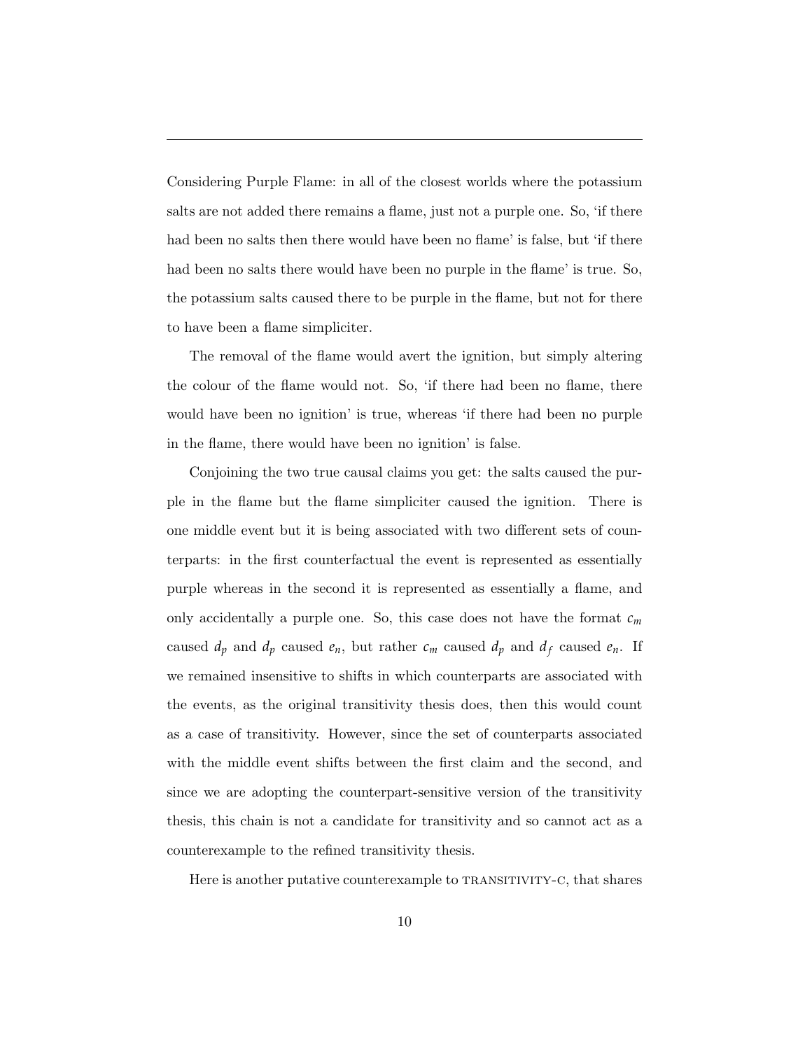Considering Purple Flame: in all of the closest worlds where the potassium salts are not added there remains a flame, just not a purple one. So, 'if there had been no salts then there would have been no flame' is false, but 'if there had been no salts there would have been no purple in the flame' is true. So, the potassium salts caused there to be purple in the flame, but not for there to have been a flame simpliciter.

The removal of the flame would avert the ignition, but simply altering the colour of the flame would not. So, 'if there had been no flame, there would have been no ignition' is true, whereas 'if there had been no purple in the flame, there would have been no ignition' is false.

Conjoining the two true causal claims you get: the salts caused the purple in the flame but the flame simpliciter caused the ignition. There is one middle event but it is being associated with two different sets of counterparts: in the first counterfactual the event is represented as essentially purple whereas in the second it is represented as essentially a flame, and only accidentally a purple one. So, this case does not have the format $c_m$ caused $d_p$ and $d_p$ caused $e_n$, but rather $c_m$ caused $d_p$ and $d_f$ caused $e_n$. If we remained insensitive to shifts in which counterparts are associated with the events, as the original transitivity thesis does, then this would count as a case of transitivity. However, since the set of counterparts associated with the middle event shifts between the first claim and the second, and since we are adopting the counterpart-sensitive version of the transitivity thesis, this chain is not a candidate for transitivity and so cannot act as a counterexample to the refined transitivity thesis.

Here is another putative counterexample to TRANSITIVITY-C, that shares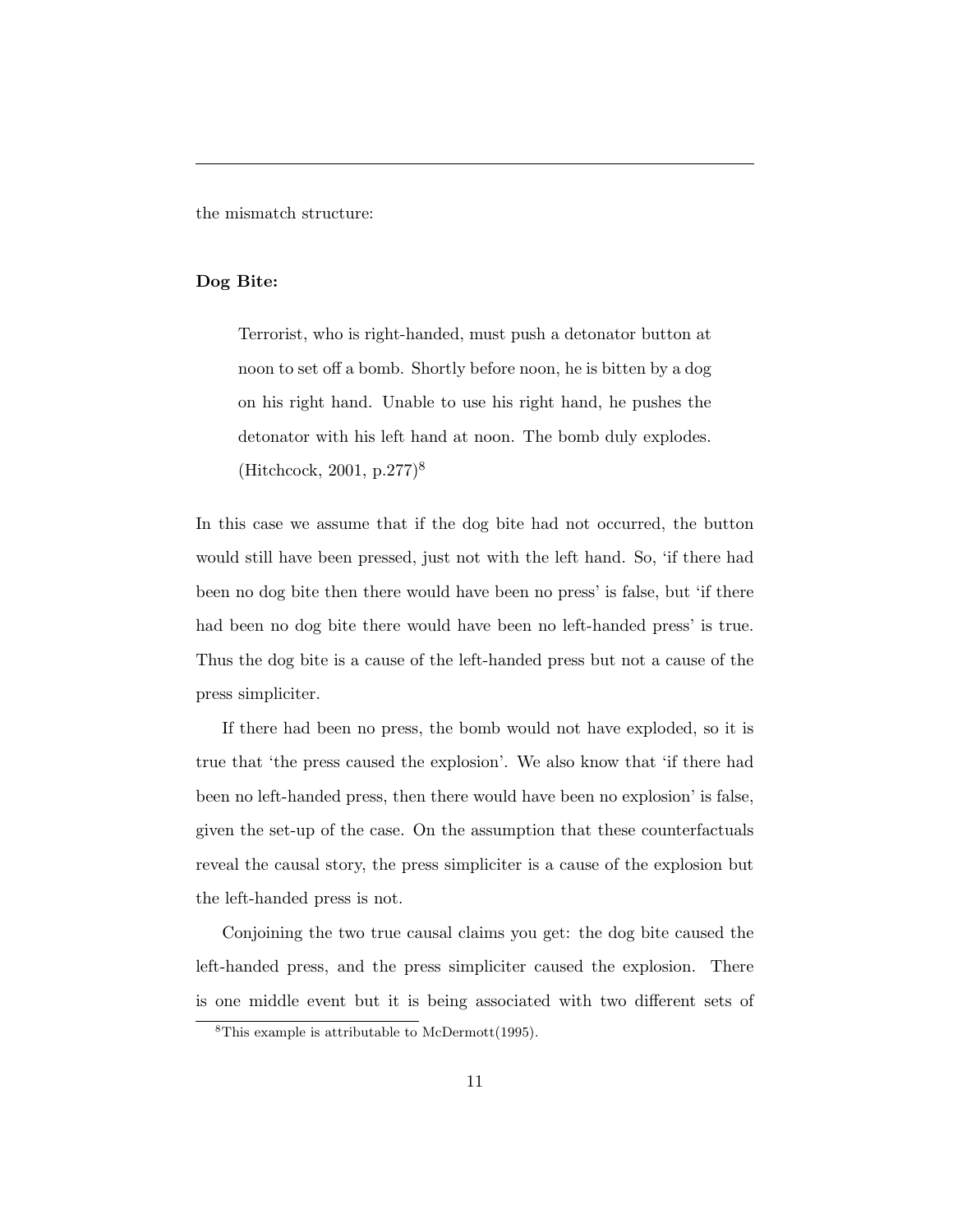the mismatch structure:

**Dog Bite:**

> Terrorist, who is right-handed, must push a detonator button at noon to set off a bomb. Shortly before noon, he is bitten by a dog on his right hand. Unable to use his right hand, he pushes the detonator with his left hand at noon. The bomb duly explodes. (Hitchcock, 2001, p.277)[8]

In this case we assume that if the dog bite had not occurred, the button would still have been pressed, just not with the left hand. So, 'if there had been no dog bite then there would have been no press' is false, but 'if there had been no dog bite there would have been no left-handed press' is true. Thus the dog bite is a cause of the left-handed press but not a cause of the press simpliciter.

If there had been no press, the bomb would not have exploded, so it is true that 'the press caused the explosion'. We also know that 'if there had been no left-handed press, then there would have been no explosion' is false, given the set-up of the case. On the assumption that these counterfactuals reveal the causal story, the press simpliciter is a cause of the explosion but the left-handed press is not.

Conjoining the two true causal claims you get: the dog bite caused the left-handed press, and the press simpliciter caused the explosion. There is one middle event but it is being associated with two different sets of

[8]This example is attributable to McDermott(1995).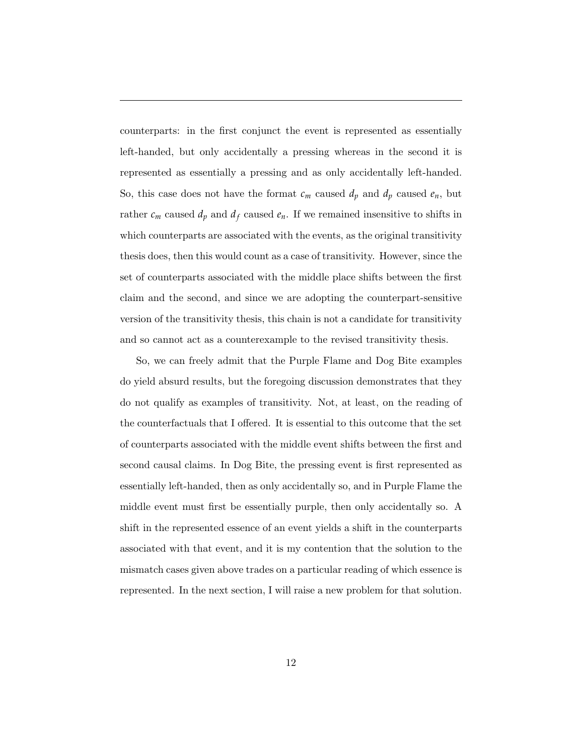counterparts: in the first conjunct the event is represented as essentially left-handed, but only accidentally a pressing whereas in the second it is represented as essentially a pressing and as only accidentally left-handed. So, this case does not have the format $c_m$ caused $d_p$ and $d_p$ caused $e_n$, but rather $c_m$ caused $d_p$ and $d_f$ caused $e_n$. If we remained insensitive to shifts in which counterparts are associated with the events, as the original transitivity thesis does, then this would count as a case of transitivity. However, since the set of counterparts associated with the middle place shifts between the first claim and the second, and since we are adopting the counterpart-sensitive version of the transitivity thesis, this chain is not a candidate for transitivity and so cannot act as a counterexample to the revised transitivity thesis.

So, we can freely admit that the Purple Flame and Dog Bite examples do yield absurd results, but the foregoing discussion demonstrates that they do not qualify as examples of transitivity. Not, at least, on the reading of the counterfactuals that I offered. It is essential to this outcome that the set of counterparts associated with the middle event shifts between the first and second causal claims. In Dog Bite, the pressing event is first represented as essentially left-handed, then as only accidentally so, and in Purple Flame the middle event must first be essentially purple, then only accidentally so. A shift in the represented essence of an event yields a shift in the counterparts associated with that event, and it is my contention that the solution to the mismatch cases given above trades on a particular reading of which essence is represented. In the next section, I will raise a new problem for that solution.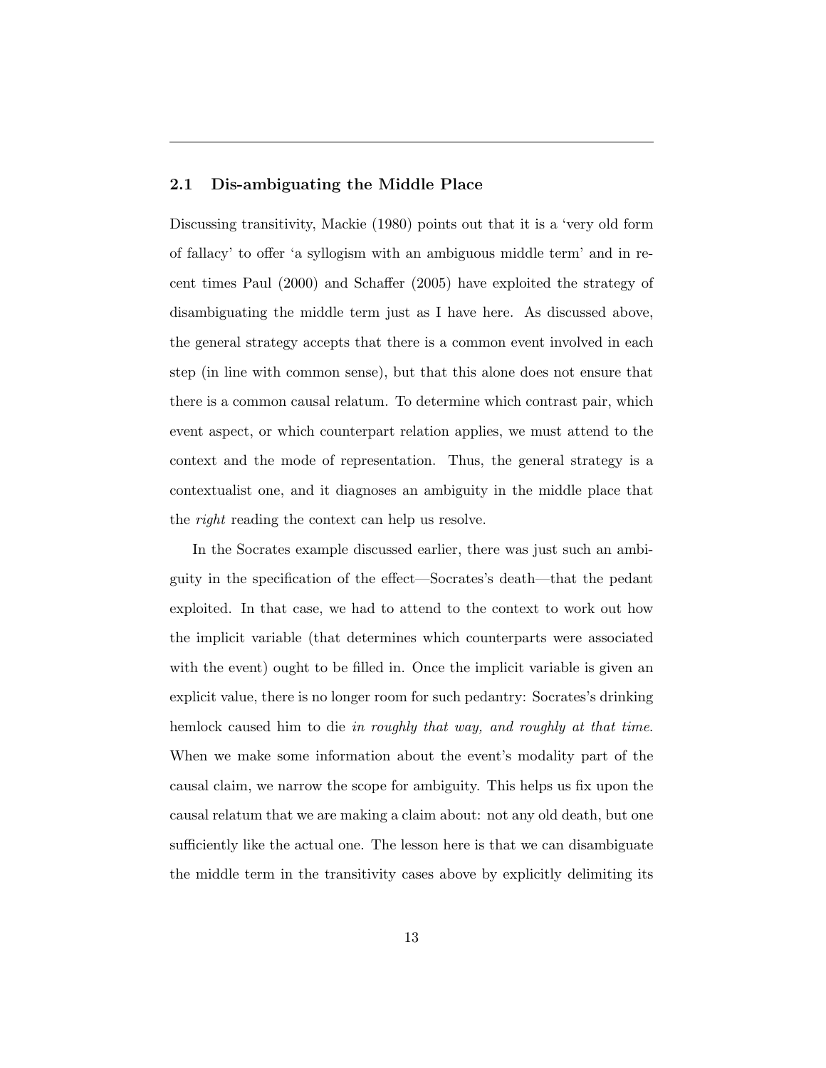## 2.1 Dis-ambiguating the Middle Place

Discussing transitivity, Mackie (1980) points out that it is a 'very old form of fallacy' to offer 'a syllogism with an ambiguous middle term' and in recent times Paul (2000) and Schaffer (2005) have exploited the strategy of disambiguating the middle term just as I have here. As discussed above, the general strategy accepts that there is a common event involved in each step (in line with common sense), but that this alone does not ensure that there is a common causal relatum. To determine which contrast pair, which event aspect, or which counterpart relation applies, we must attend to the context and the mode of representation. Thus, the general strategy is a contextualist one, and it diagnoses an ambiguity in the middle place that the *right* reading the context can help us resolve.

In the Socrates example discussed earlier, there was just such an ambiguity in the specification of the effect—Socrates's death—that the pedant exploited. In that case, we had to attend to the context to work out how the implicit variable (that determines which counterparts were associated with the event) ought to be filled in. Once the implicit variable is given an explicit value, there is no longer room for such pedantry: Socrates's drinking hemlock caused him to die *in roughly that way, and roughly at that time*. When we make some information about the event's modality part of the causal claim, we narrow the scope for ambiguity. This helps us fix upon the causal relatum that we are making a claim about: not any old death, but one sufficiently like the actual one. The lesson here is that we can disambiguate the middle term in the transitivity cases above by explicitly delimiting its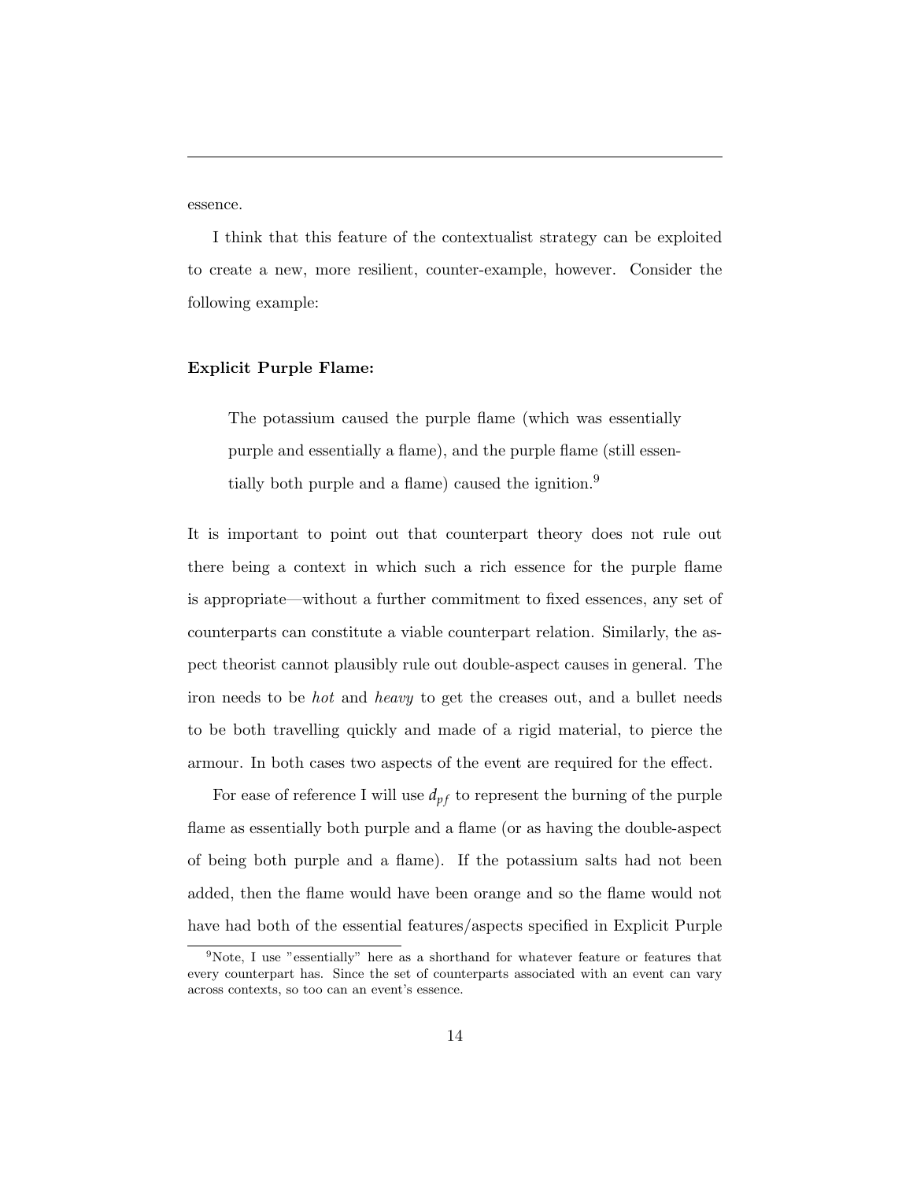essence.

I think that this feature of the contextualist strategy can be exploited to create a new, more resilient, counter-example, however. Consider the following example:

**Explicit Purple Flame:**

> The potassium caused the purple flame (which was essentially purple and essentially a flame), and the purple flame (still essentially both purple and a flame) caused the ignition.[9]

It is important to point out that counterpart theory does not rule out there being a context in which such a rich essence for the purple flame is appropriate—without a further commitment to fixed essences, any set of counterparts can constitute a viable counterpart relation. Similarly, the aspect theorist cannot plausibly rule out double-aspect causes in general. The iron needs to be *hot* and *heavy* to get the creases out, and a bullet needs to be both travelling quickly and made of a rigid material, to pierce the armour. In both cases two aspects of the event are required for the effect.

For ease of reference I will use $d_{pf}$ to represent the burning of the purple flame as essentially both purple and a flame (or as having the double-aspect of being both purple and a flame). If the potassium salts had not been added, then the flame would have been orange and so the flame would not have had both of the essential features/aspects specified in Explicit Purple

[9]Note, I use "essentially" here as a shorthand for whatever feature or features that every counterpart has. Since the set of counterparts associated with an event can vary across contexts, so too can an event's essence.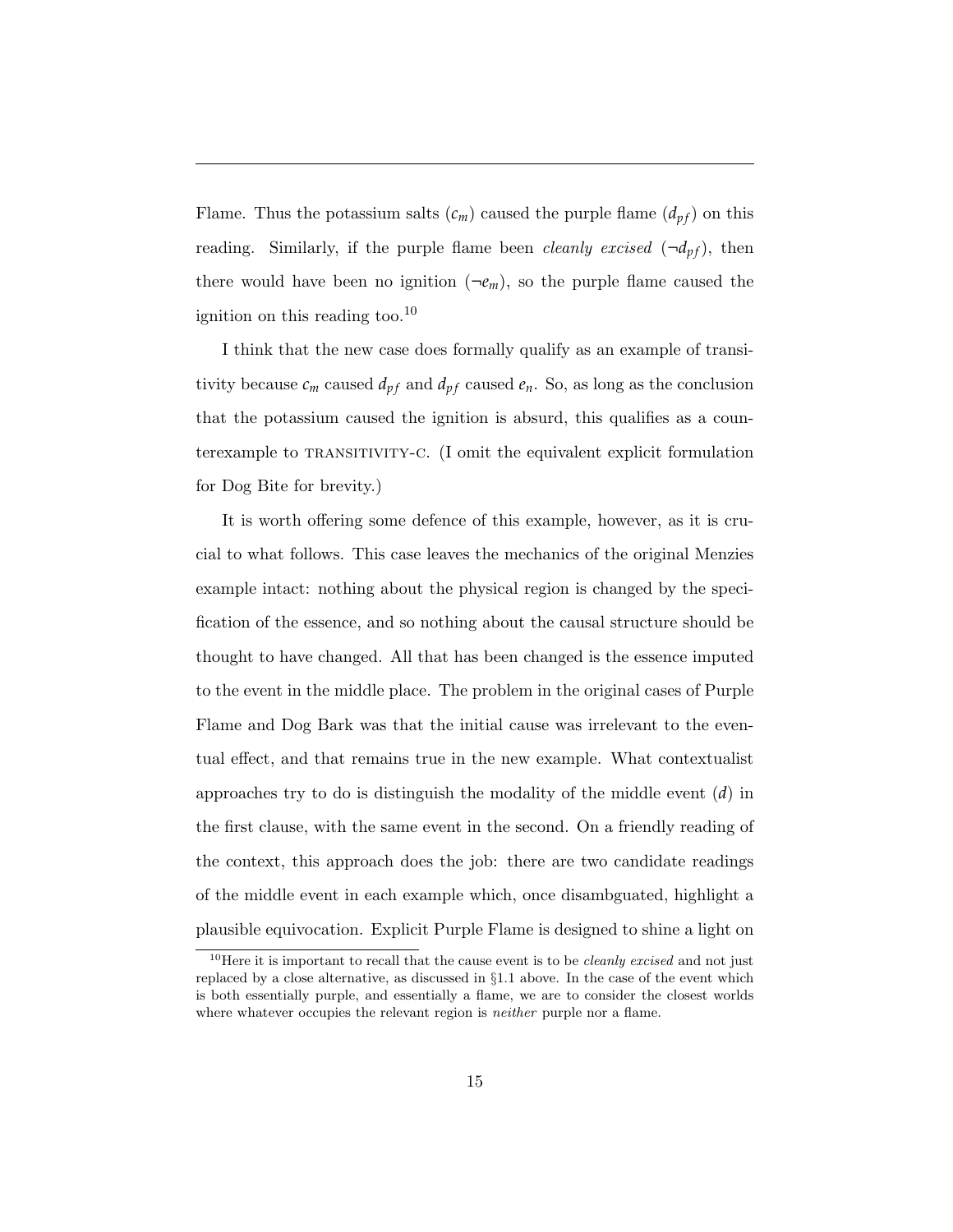Flame. Thus the potassium salts ($c_m$) caused the purple flame ($d_{pf}$) on this reading. Similarly, if the purple flame been *cleanly excised* ($\neg d_{pf}$), then there would have been no ignition ($\neg e_m$), so the purple flame caused the ignition on this reading too.[10]

I think that the new case does formally qualify as an example of transitivity because $c_m$ caused $d_{pf}$ and $d_{pf}$ caused $e_n$. So, as long as the conclusion that the potassium caused the ignition is absurd, this qualifies as a counterexample to TRANSITIVITY-C. (I omit the equivalent explicit formulation for Dog Bite for brevity.)

It is worth offering some defence of this example, however, as it is crucial to what follows. This case leaves the mechanics of the original Menzies example intact: nothing about the physical region is changed by the specification of the essence, and so nothing about the causal structure should be thought to have changed. All that has been changed is the essence imputed to the event in the middle place. The problem in the original cases of Purple Flame and Dog Bark was that the initial cause was irrelevant to the eventual effect, and that remains true in the new example. What contextualist approaches try to do is distinguish the modality of the middle event ($d$) in the first clause, with the same event in the second. On a friendly reading of the context, this approach does the job: there are two candidate readings of the middle event in each example which, once disambguated, highlight a plausible equivocation. Explicit Purple Flame is designed to shine a light on

[10]Here it is important to recall that the cause event is to be *cleanly excised* and not just replaced by a close alternative, as discussed in §1.1 above. In the case of the event which is both essentially purple, and essentially a flame, we are to consider the closest worlds where whatever occupies the relevant region is *neither* purple nor a flame.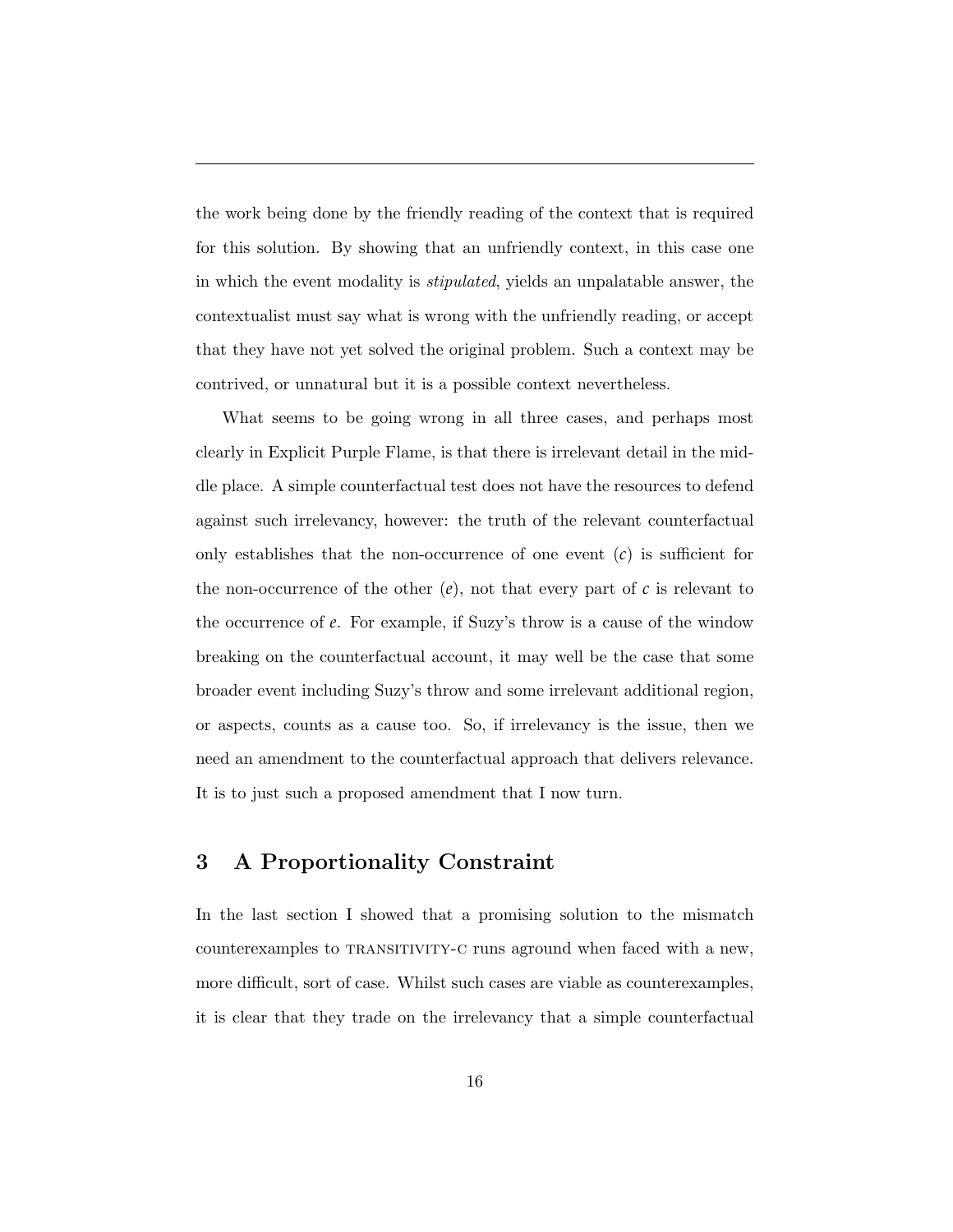the work being done by the friendly reading of the context that is required for this solution. By showing that an unfriendly context, in this case one in which the event modality is *stipulated*, yields an unpalatable answer, the contextualist must say what is wrong with the unfriendly reading, or accept that they have not yet solved the original problem. Such a context may be contrived, or unnatural but it is a possible context nevertheless.

What seems to be going wrong in all three cases, and perhaps most clearly in Explicit Purple Flame, is that there is irrelevant detail in the middle place. A simple counterfactual test does not have the resources to defend against such irrelevancy, however: the truth of the relevant counterfactual only establishes that the non-occurrence of one event ($c$) is sufficient for the non-occurrence of the other ($e$), not that every part of $c$ is relevant to the occurrence of $e$. For example, if Suzy's throw is a cause of the window breaking on the counterfactual account, it may well be the case that some broader event including Suzy's throw and some irrelevant additional region, or aspects, counts as a cause too. So, if irrelevancy is the issue, then we need an amendment to the counterfactual approach that delivers relevance. It is to just such a proposed amendment that I now turn.

## 3 A Proportionality Constraint

In the last section I showed that a promising solution to the mismatch counterexamples to TRANSITIVITY-C runs aground when faced with a new, more difficult, sort of case. Whilst such cases are viable as counterexamples, it is clear that they trade on the irrelevancy that a simple counterfactual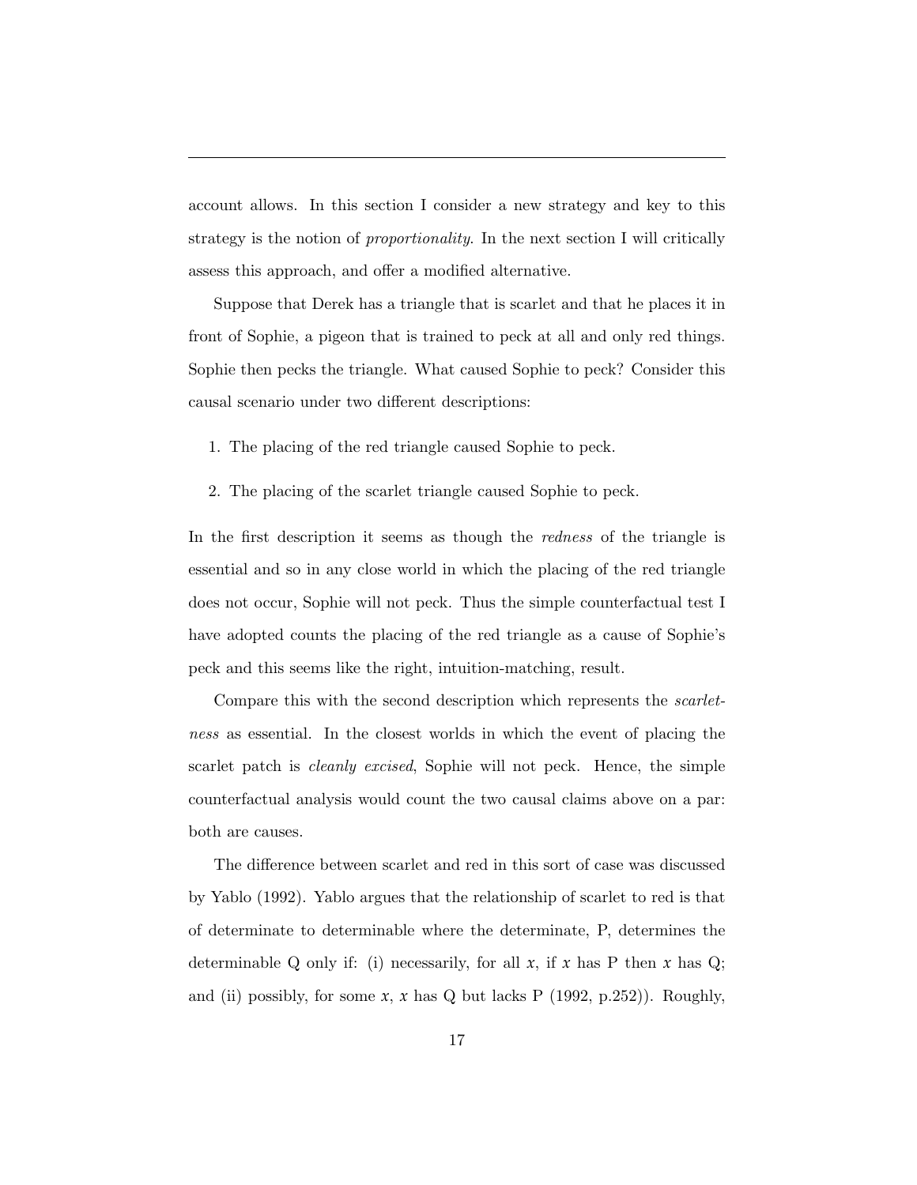account allows. In this section I consider a new strategy and key to this strategy is the notion of *proportionality*. In the next section I will critically assess this approach, and offer a modified alternative.

Suppose that Derek has a triangle that is scarlet and that he places it in front of Sophie, a pigeon that is trained to peck at all and only red things. Sophie then pecks the triangle. What caused Sophie to peck? Consider this causal scenario under two different descriptions:

1. The placing of the red triangle caused Sophie to peck.

2. The placing of the scarlet triangle caused Sophie to peck.

In the first description it seems as though the *redness* of the triangle is essential and so in any close world in which the placing of the red triangle does not occur, Sophie will not peck. Thus the simple counterfactual test I have adopted counts the placing of the red triangle as a cause of Sophie's peck and this seems like the right, intuition-matching, result.

Compare this with the second description which represents the *scarletness* as essential. In the closest worlds in which the event of placing the scarlet patch is *cleanly excised*, Sophie will not peck. Hence, the simple counterfactual analysis would count the two causal claims above on a par: both are causes.

The difference between scarlet and red in this sort of case was discussed by Yablo (1992). Yablo argues that the relationship of scarlet to red is that of determinate to determinable where the determinate, P, determines the determinable Q only if: (i) necessarily, for all $x$, if $x$ has P then $x$ has Q; and (ii) possibly, for some $x$, $x$ has Q but lacks P (1992, p.252)). Roughly,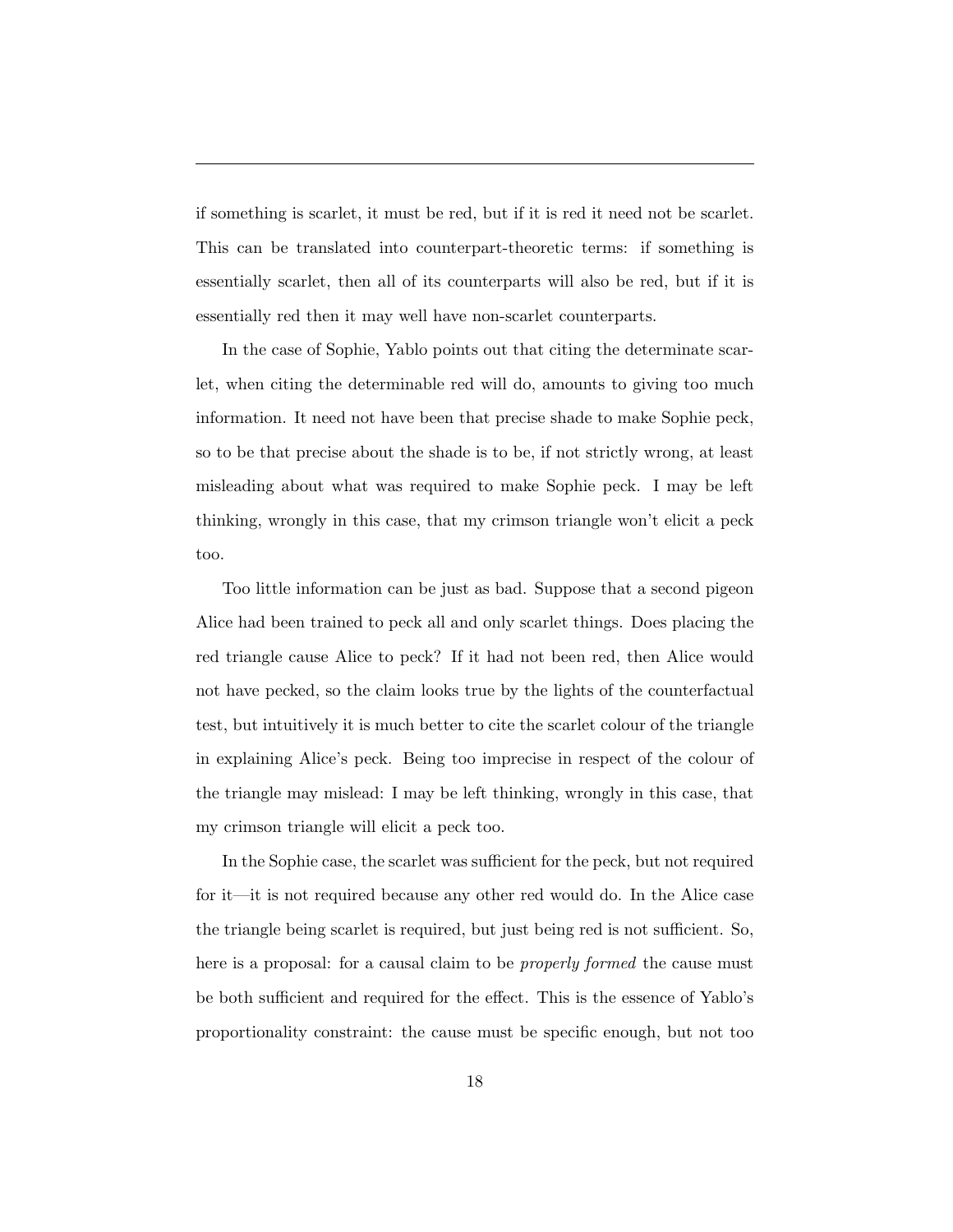if something is scarlet, it must be red, but if it is red it need not be scarlet. This can be translated into counterpart-theoretic terms: if something is essentially scarlet, then all of its counterparts will also be red, but if it is essentially red then it may well have non-scarlet counterparts.

In the case of Sophie, Yablo points out that citing the determinate scarlet, when citing the determinable red will do, amounts to giving too much information. It need not have been that precise shade to make Sophie peck, so to be that precise about the shade is to be, if not strictly wrong, at least misleading about what was required to make Sophie peck. I may be left thinking, wrongly in this case, that my crimson triangle won't elicit a peck too.

Too little information can be just as bad. Suppose that a second pigeon Alice had been trained to peck all and only scarlet things. Does placing the red triangle cause Alice to peck? If it had not been red, then Alice would not have pecked, so the claim looks true by the lights of the counterfactual test, but intuitively it is much better to cite the scarlet colour of the triangle in explaining Alice's peck. Being too imprecise in respect of the colour of the triangle may mislead: I may be left thinking, wrongly in this case, that my crimson triangle will elicit a peck too.

In the Sophie case, the scarlet was sufficient for the peck, but not required for it—it is not required because any other red would do. In the Alice case the triangle being scarlet is required, but just being red is not sufficient. So, here is a proposal: for a causal claim to be *properly formed* the cause must be both sufficient and required for the effect. This is the essence of Yablo's proportionality constraint: the cause must be specific enough, but not too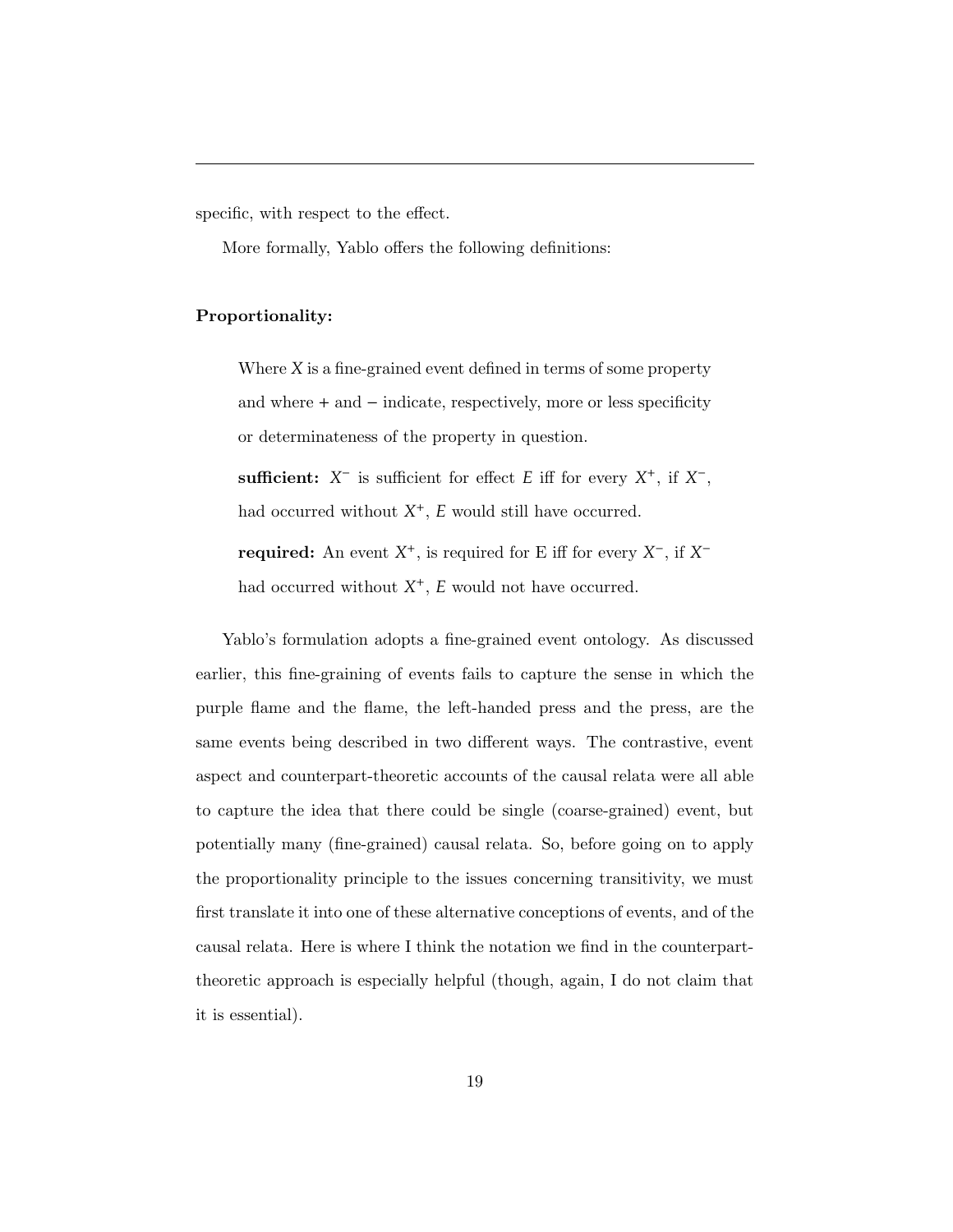specific, with respect to the effect.

More formally, Yablo offers the following definitions:

**Proportionality:**

> Where $X$ is a fine-grained event defined in terms of some property and where + and − indicate, respectively, more or less specificity or determinateness of the property in question.
>
> **sufficient:** $X^-$ is sufficient for effect $E$ iff for every $X^+$, if $X^-$, had occurred without $X^+$, $E$ would still have occurred.
>
> **required:** An event $X^+$, is required for E iff for every $X^-$, if $X^-$ had occurred without $X^+$, $E$ would not have occurred.

Yablo's formulation adopts a fine-grained event ontology. As discussed earlier, this fine-graining of events fails to capture the sense in which the purple flame and the flame, the left-handed press and the press, are the same events being described in two different ways. The contrastive, event aspect and counterpart-theoretic accounts of the causal relata were all able to capture the idea that there could be single (coarse-grained) event, but potentially many (fine-grained) causal relata. So, before going on to apply the proportionality principle to the issues concerning transitivity, we must first translate it into one of these alternative conceptions of events, and of the causal relata. Here is where I think the notation we find in the counterpart-theoretic approach is especially helpful (though, again, I do not claim that it is essential).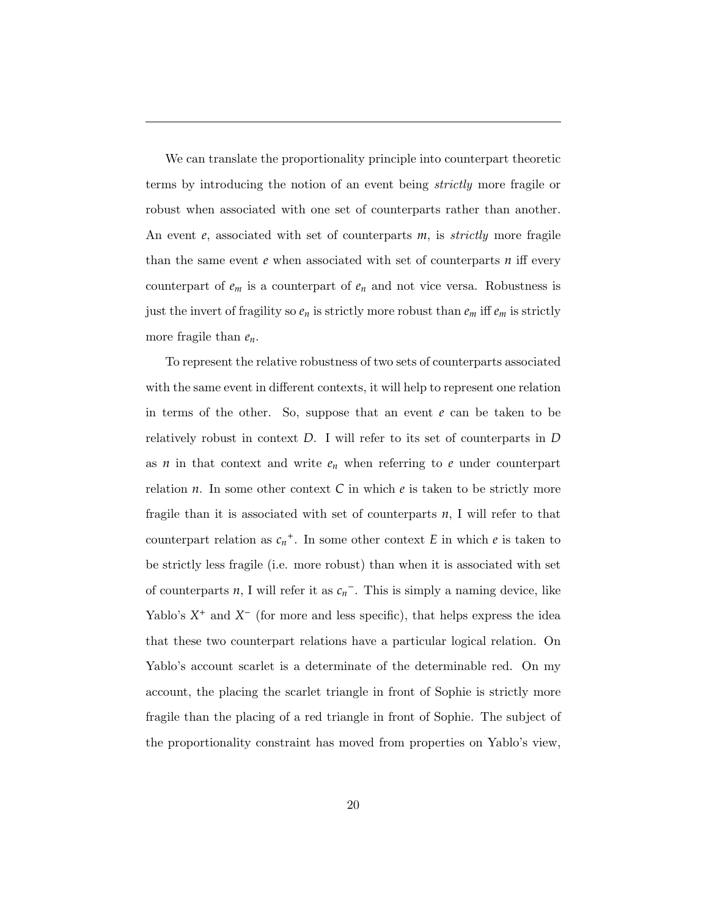We can translate the proportionality principle into counterpart theoretic terms by introducing the notion of an event being *strictly* more fragile or robust when associated with one set of counterparts rather than another. An event $e$, associated with set of counterparts $m$, is *strictly* more fragile than the same event $e$ when associated with set of counterparts $n$ iff every counterpart of $e_m$ is a counterpart of $e_n$ and not vice versa. Robustness is just the invert of fragility so $e_n$ is strictly more robust than $e_m$ iff $e_m$ is strictly more fragile than $e_n$.

To represent the relative robustness of two sets of counterparts associated with the same event in different contexts, it will help to represent one relation in terms of the other. So, suppose that an event $e$ can be taken to be relatively robust in context $D$. I will refer to its set of counterparts in $D$ as $n$ in that context and write $e_n$ when referring to $e$ under counterpart relation $n$. In some other context $C$ in which $e$ is taken to be strictly more fragile than it is associated with set of counterparts $n$, I will refer to that counterpart relation as ${c_n}^+$. In some other context $E$ in which $e$ is taken to be strictly less fragile (i.e. more robust) than when it is associated with set of counterparts $n$, I will refer it as ${c_n}^-$. This is simply a naming device, like Yablo's $X^+$ and $X^-$ (for more and less specific), that helps express the idea that these two counterpart relations have a particular logical relation. On Yablo's account scarlet is a determinate of the determinable red. On my account, the placing the scarlet triangle in front of Sophie is strictly more fragile than the placing of a red triangle in front of Sophie. The subject of the proportionality constraint has moved from properties on Yablo's view,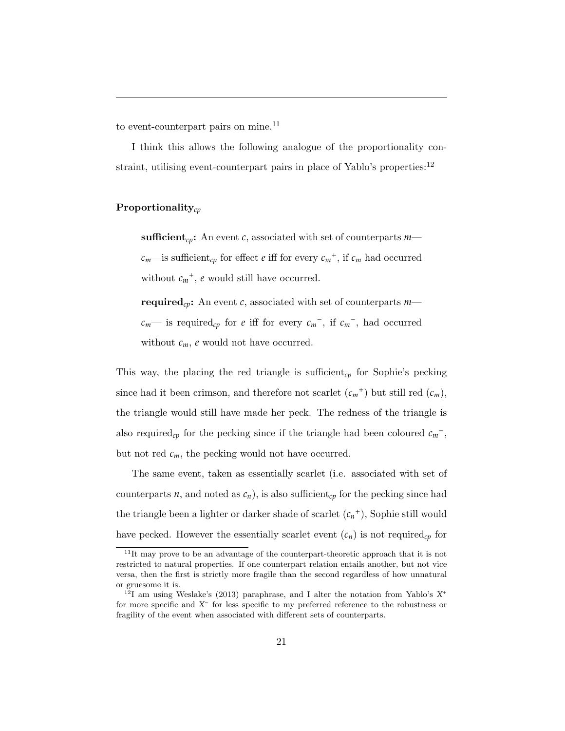to event-counterpart pairs on mine.[11]

I think this allows the following analogue of the proportionality constraint, utilising event-counterpart pairs in place of Yablo's properties:[12]

**Proportionality**$_{cp}$

> **sufficient**$_{cp}$**:** An event $c$, associated with set of counterparts $m$—$c_m$—is sufficient$_{cp}$ for effect $e$ iff for every $c_m{}^+$, if $c_m$ had occurred without $c_m{}^+$, $e$ would still have occurred.
>
> **required**$_{cp}$**:** An event $c$, associated with set of counterparts $m$—$c_m$— is required$_{cp}$ for $e$ iff for every $c_m{}^-$, if $c_m{}^-$, had occurred without $c_m$, $e$ would not have occurred.

This way, the placing the red triangle is sufficient$_{cp}$ for Sophie's pecking since had it been crimson, and therefore not scarlet ($c_m{}^+$) but still red ($c_m$), the triangle would still have made her peck. The redness of the triangle is also required$_{cp}$ for the pecking since if the triangle had been coloured $c_m{}^-$, but not red $c_m$, the pecking would not have occurred.

The same event, taken as essentially scarlet (i.e. associated with set of counterparts $n$, and noted as $c_n$), is also sufficient$_{cp}$ for the pecking since had the triangle been a lighter or darker shade of scarlet ($c_n{}^+$), Sophie still would have pecked. However the essentially scarlet event ($c_n$) is not required$_{cp}$ for

[11] It may prove to be an advantage of the counterpart-theoretic approach that it is not restricted to natural properties. If one counterpart relation entails another, but not vice versa, then the first is strictly more fragile than the second regardless of how unnatural or gruesome it is.

[12] I am using Weslake's (2013) paraphrase, and I alter the notation from Yablo's $X^+$ for more specific and $X^-$ for less specific to my preferred reference to the robustness or fragility of the event when associated with different sets of counterparts.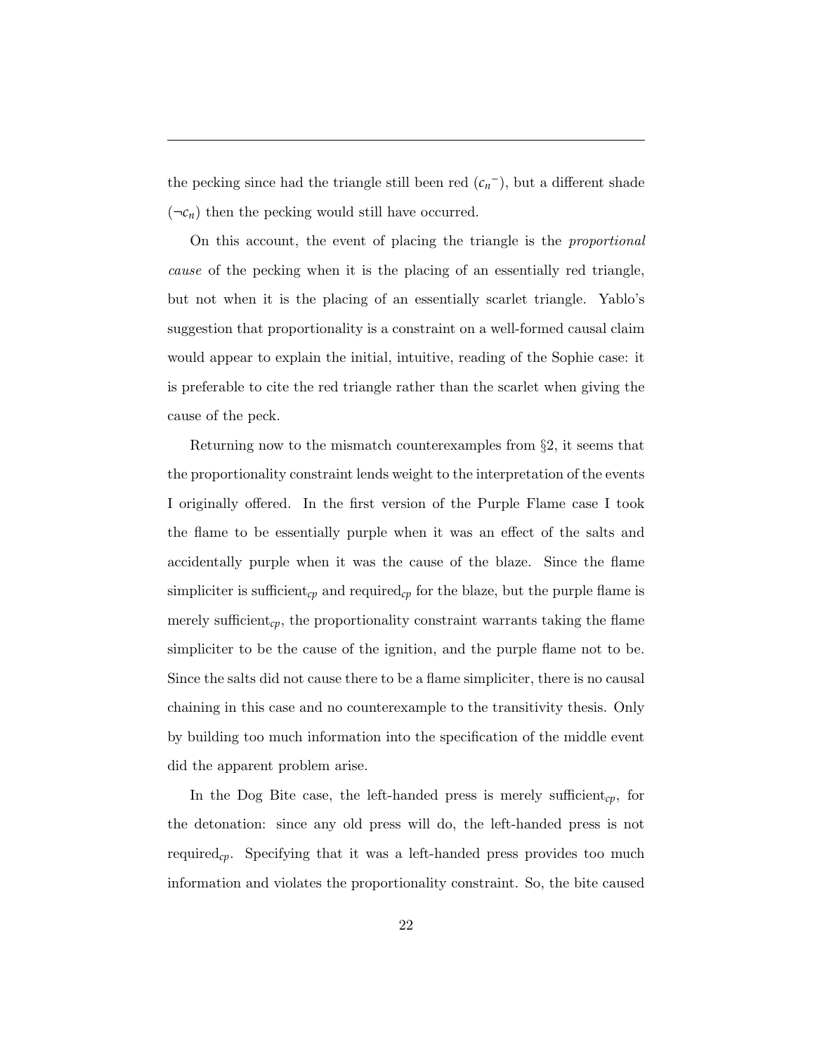the pecking since had the triangle still been red (${c_n}^-$), but a different shade ($\neg c_n$) then the pecking would still have occurred.

On this account, the event of placing the triangle is the *proportional cause* of the pecking when it is the placing of an essentially red triangle, but not when it is the placing of an essentially scarlet triangle. Yablo's suggestion that proportionality is a constraint on a well-formed causal claim would appear to explain the initial, intuitive, reading of the Sophie case: it is preferable to cite the red triangle rather than the scarlet when giving the cause of the peck.

Returning now to the mismatch counterexamples from §2, it seems that the proportionality constraint lends weight to the interpretation of the events I originally offered. In the first version of the Purple Flame case I took the flame to be essentially purple when it was an effect of the salts and accidentally purple when it was the cause of the blaze. Since the flame simpliciter is sufficient$_{cp}$ and required$_{cp}$ for the blaze, but the purple flame is merely sufficient$_{cp}$, the proportionality constraint warrants taking the flame simpliciter to be the cause of the ignition, and the purple flame not to be. Since the salts did not cause there to be a flame simpliciter, there is no causal chaining in this case and no counterexample to the transitivity thesis. Only by building too much information into the specification of the middle event did the apparent problem arise.

In the Dog Bite case, the left-handed press is merely sufficient$_{cp}$, for the detonation: since any old press will do, the left-handed press is not required$_{cp}$. Specifying that it was a left-handed press provides too much information and violates the proportionality constraint. So, the bite caused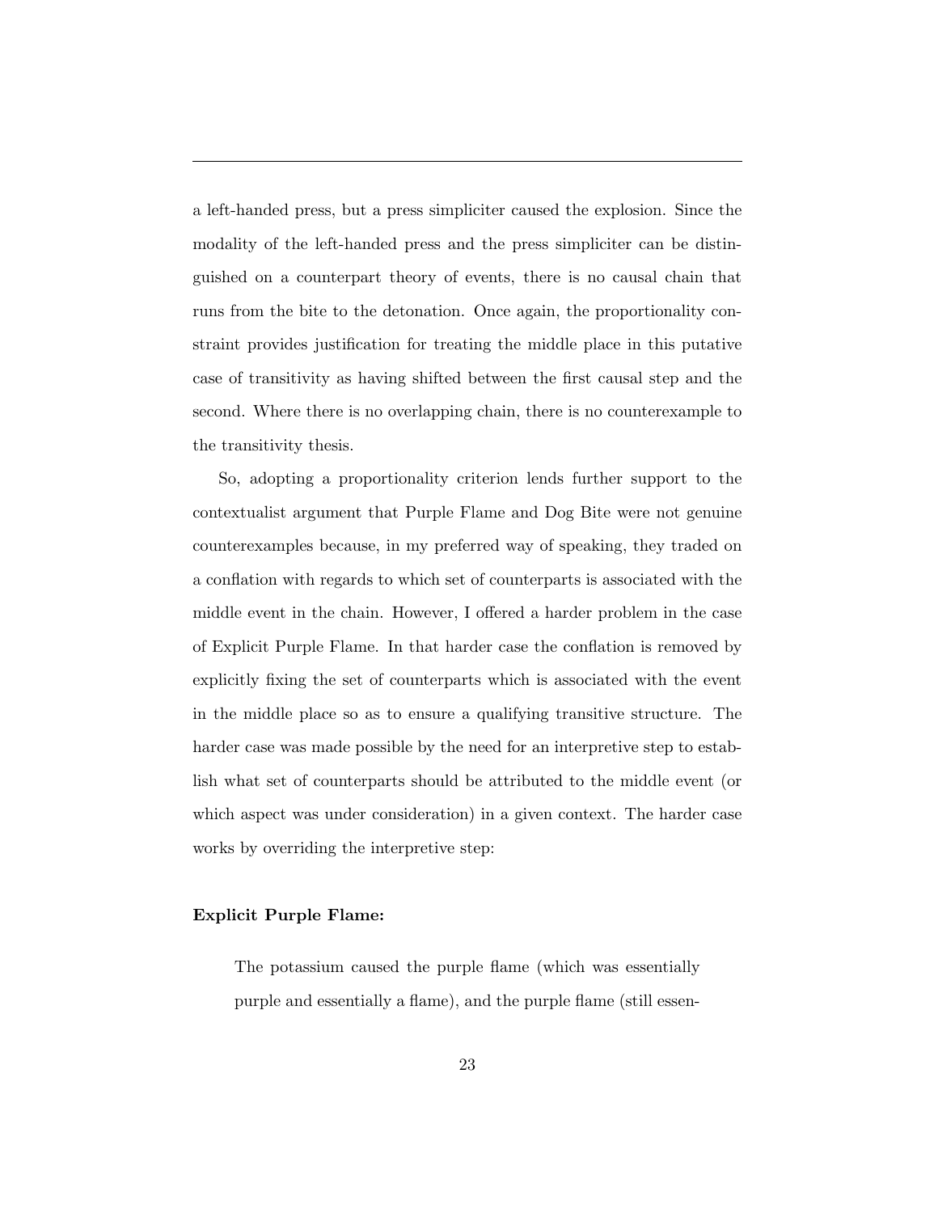a left-handed press, but a press simpliciter caused the explosion. Since the modality of the left-handed press and the press simpliciter can be distinguished on a counterpart theory of events, there is no causal chain that runs from the bite to the detonation. Once again, the proportionality constraint provides justification for treating the middle place in this putative case of transitivity as having shifted between the first causal step and the second. Where there is no overlapping chain, there is no counterexample to the transitivity thesis.

So, adopting a proportionality criterion lends further support to the contextualist argument that Purple Flame and Dog Bite were not genuine counterexamples because, in my preferred way of speaking, they traded on a conflation with regards to which set of counterparts is associated with the middle event in the chain. However, I offered a harder problem in the case of Explicit Purple Flame. In that harder case the conflation is removed by explicitly fixing the set of counterparts which is associated with the event in the middle place so as to ensure a qualifying transitive structure. The harder case was made possible by the need for an interpretive step to establish what set of counterparts should be attributed to the middle event (or which aspect was under consideration) in a given context. The harder case works by overriding the interpretive step:

**Explicit Purple Flame:**

> The potassium caused the purple flame (which was essentially purple and essentially a flame), and the purple flame (still essen-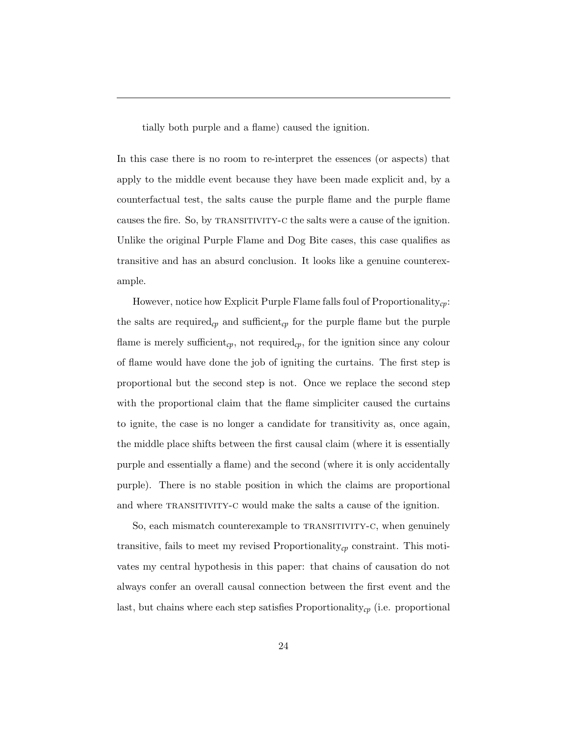tially both purple and a flame) caused the ignition.

In this case there is no room to re-interpret the essences (or aspects) that apply to the middle event because they have been made explicit and, by a counterfactual test, the salts cause the purple flame and the purple flame causes the fire. So, by TRANSITIVITY-C the salts were a cause of the ignition. Unlike the original Purple Flame and Dog Bite cases, this case qualifies as transitive and has an absurd conclusion. It looks like a genuine counterexample.

However, notice how Explicit Purple Flame falls foul of Proportionality$_{cp}$: the salts are required$_{cp}$ and sufficient$_{cp}$ for the purple flame but the purple flame is merely sufficient$_{cp}$, not required$_{cp}$, for the ignition since any colour of flame would have done the job of igniting the curtains. The first step is proportional but the second step is not. Once we replace the second step with the proportional claim that the flame simpliciter caused the curtains to ignite, the case is no longer a candidate for transitivity as, once again, the middle place shifts between the first causal claim (where it is essentially purple and essentially a flame) and the second (where it is only accidentally purple). There is no stable position in which the claims are proportional and where TRANSITIVITY-C would make the salts a cause of the ignition.

So, each mismatch counterexample to TRANSITIVITY-C, when genuinely transitive, fails to meet my revised Proportionality$_{cp}$ constraint. This motivates my central hypothesis in this paper: that chains of causation do not always confer an overall causal connection between the first event and the last, but chains where each step satisfies Proportionality$_{cp}$ (i.e. proportional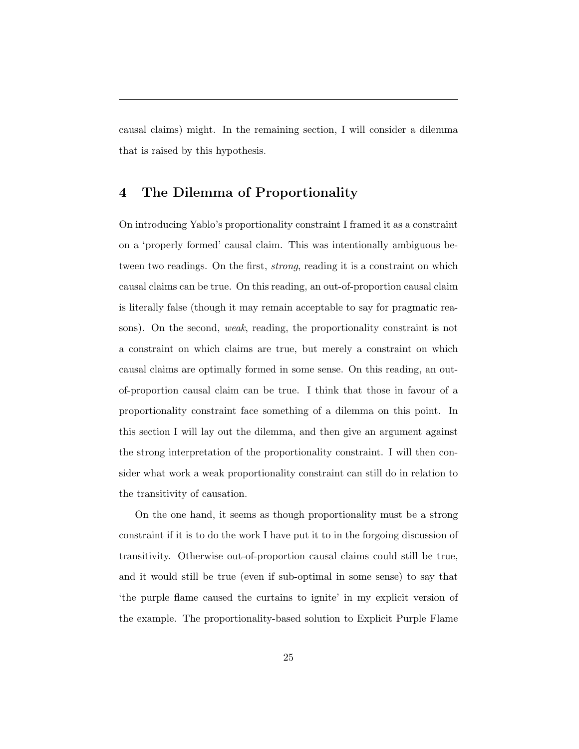causal claims) might. In the remaining section, I will consider a dilemma that is raised by this hypothesis.

## 4 The Dilemma of Proportionality

On introducing Yablo's proportionality constraint I framed it as a constraint on a 'properly formed' causal claim. This was intentionally ambiguous between two readings. On the first, *strong*, reading it is a constraint on which causal claims can be true. On this reading, an out-of-proportion causal claim is literally false (though it may remain acceptable to say for pragmatic reasons). On the second, *weak*, reading, the proportionality constraint is not a constraint on which claims are true, but merely a constraint on which causal claims are optimally formed in some sense. On this reading, an out-of-proportion causal claim can be true. I think that those in favour of a proportionality constraint face something of a dilemma on this point. In this section I will lay out the dilemma, and then give an argument against the strong interpretation of the proportionality constraint. I will then consider what work a weak proportionality constraint can still do in relation to the transitivity of causation.

On the one hand, it seems as though proportionality must be a strong constraint if it is to do the work I have put it to in the forgoing discussion of transitivity. Otherwise out-of-proportion causal claims could still be true, and it would still be true (even if sub-optimal in some sense) to say that 'the purple flame caused the curtains to ignite' in my explicit version of the example. The proportionality-based solution to Explicit Purple Flame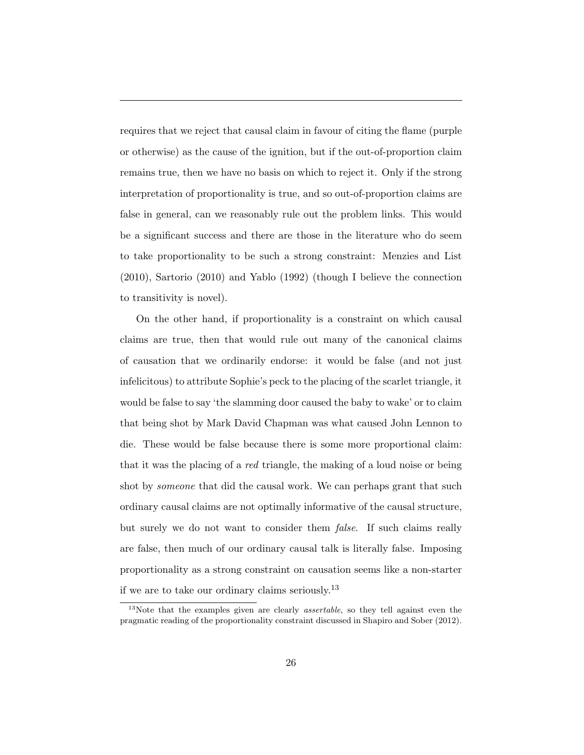requires that we reject that causal claim in favour of citing the flame (purple or otherwise) as the cause of the ignition, but if the out-of-proportion claim remains true, then we have no basis on which to reject it. Only if the strong interpretation of proportionality is true, and so out-of-proportion claims are false in general, can we reasonably rule out the problem links. This would be a significant success and there are those in the literature who do seem to take proportionality to be such a strong constraint: Menzies and List (2010), Sartorio (2010) and Yablo (1992) (though I believe the connection to transitivity is novel).

On the other hand, if proportionality is a constraint on which causal claims are true, then that would rule out many of the canonical claims of causation that we ordinarily endorse: it would be false (and not just infelicitous) to attribute Sophie's peck to the placing of the scarlet triangle, it would be false to say 'the slamming door caused the baby to wake' or to claim that being shot by Mark David Chapman was what caused John Lennon to die. These would be false because there is some more proportional claim: that it was the placing of a *red* triangle, the making of a loud noise or being shot by *someone* that did the causal work. We can perhaps grant that such ordinary causal claims are not optimally informative of the causal structure, but surely we do not want to consider them *false*. If such claims really are false, then much of our ordinary causal talk is literally false. Imposing proportionality as a strong constraint on causation seems like a non-starter if we are to take our ordinary claims seriously.[13]

[13]Note that the examples given are clearly *assertable*, so they tell against even the pragmatic reading of the proportionality constraint discussed in Shapiro and Sober (2012).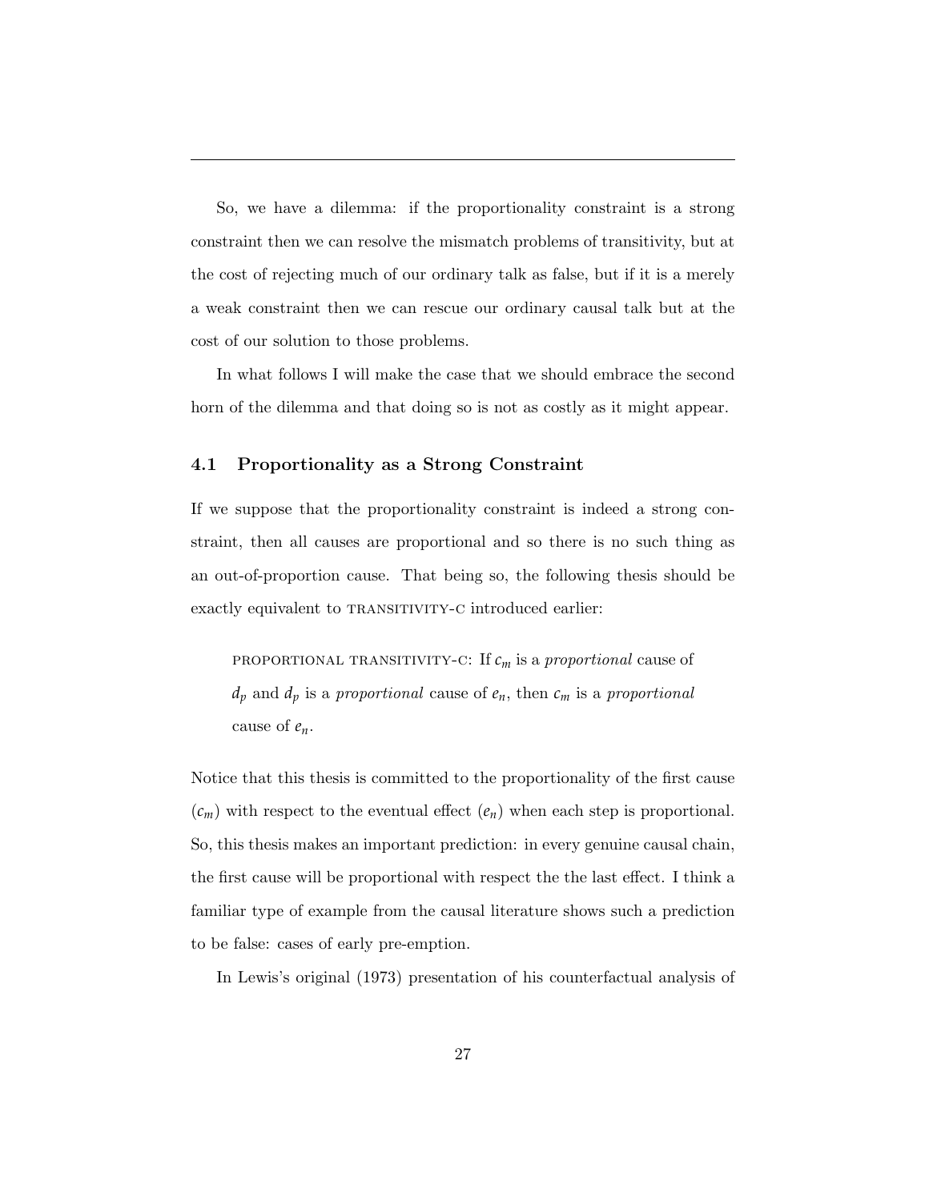So, we have a dilemma: if the proportionality constraint is a strong constraint then we can resolve the mismatch problems of transitivity, but at the cost of rejecting much of our ordinary talk as false, but if it is a merely a weak constraint then we can rescue our ordinary causal talk but at the cost of our solution to those problems.

In what follows I will make the case that we should embrace the second horn of the dilemma and that doing so is not as costly as it might appear.

### 4.1 Proportionality as a Strong Constraint

If we suppose that the proportionality constraint is indeed a strong constraint, then all causes are proportional and so there is no such thing as an out-of-proportion cause. That being so, the following thesis should be exactly equivalent to TRANSITIVITY-C introduced earlier:

> PROPORTIONAL TRANSITIVITY-C: If $c_m$ is a *proportional* cause of $d_p$ and $d_p$ is a *proportional* cause of $e_n$, then $c_m$ is a *proportional* cause of $e_n$.

Notice that this thesis is committed to the proportionality of the first cause ($c_m$) with respect to the eventual effect ($e_n$) when each step is proportional. So, this thesis makes an important prediction: in every genuine causal chain, the first cause will be proportional with respect the the last effect. I think a familiar type of example from the causal literature shows such a prediction to be false: cases of early pre-emption.

In Lewis's original (1973) presentation of his counterfactual analysis of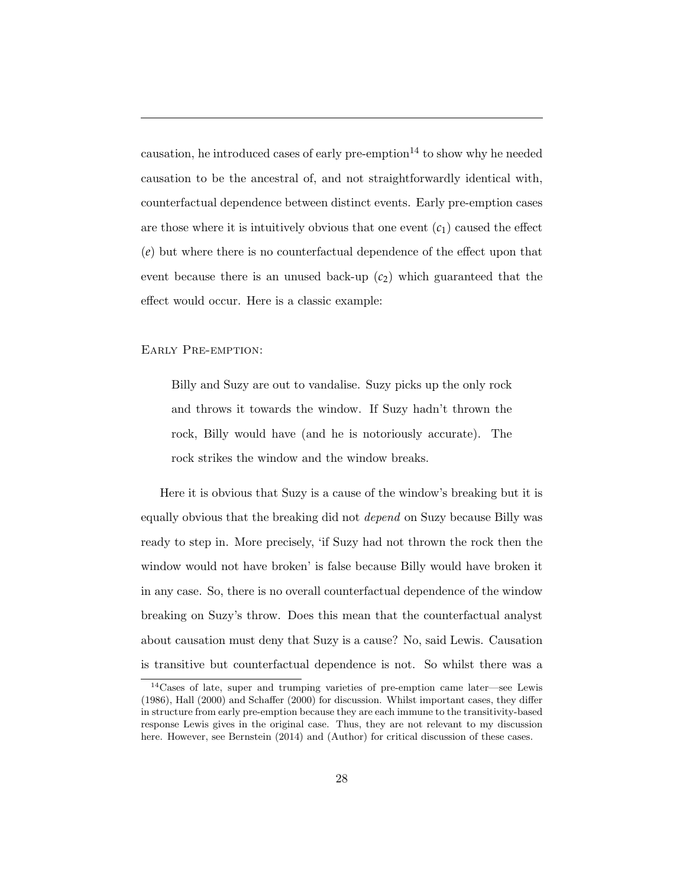causation, he introduced cases of early pre-emption[14] to show why he needed causation to be the ancestral of, and not straightforwardly identical with, counterfactual dependence between distinct events. Early pre-emption cases are those where it is intuitively obvious that one event ($c_1$) caused the effect ($e$) but where there is no counterfactual dependence of the effect upon that event because there is an unused back-up ($c_2$) which guaranteed that the effect would occur. Here is a classic example:

Early Pre-emption:

> Billy and Suzy are out to vandalise. Suzy picks up the only rock and throws it towards the window. If Suzy hadn't thrown the rock, Billy would have (and he is notoriously accurate). The rock strikes the window and the window breaks.

Here it is obvious that Suzy is a cause of the window's breaking but it is equally obvious that the breaking did not *depend* on Suzy because Billy was ready to step in. More precisely, 'if Suzy had not thrown the rock then the window would not have broken' is false because Billy would have broken it in any case. So, there is no overall counterfactual dependence of the window breaking on Suzy's throw. Does this mean that the counterfactual analyst about causation must deny that Suzy is a cause? No, said Lewis. Causation is transitive but counterfactual dependence is not. So whilst there was a

[14]Cases of late, super and trumping varieties of pre-emption came later—see Lewis (1986), Hall (2000) and Schaffer (2000) for discussion. Whilst important cases, they differ in structure from early pre-emption because they are each immune to the transitivity-based response Lewis gives in the original case. Thus, they are not relevant to my discussion here. However, see Bernstein (2014) and (Author) for critical discussion of these cases.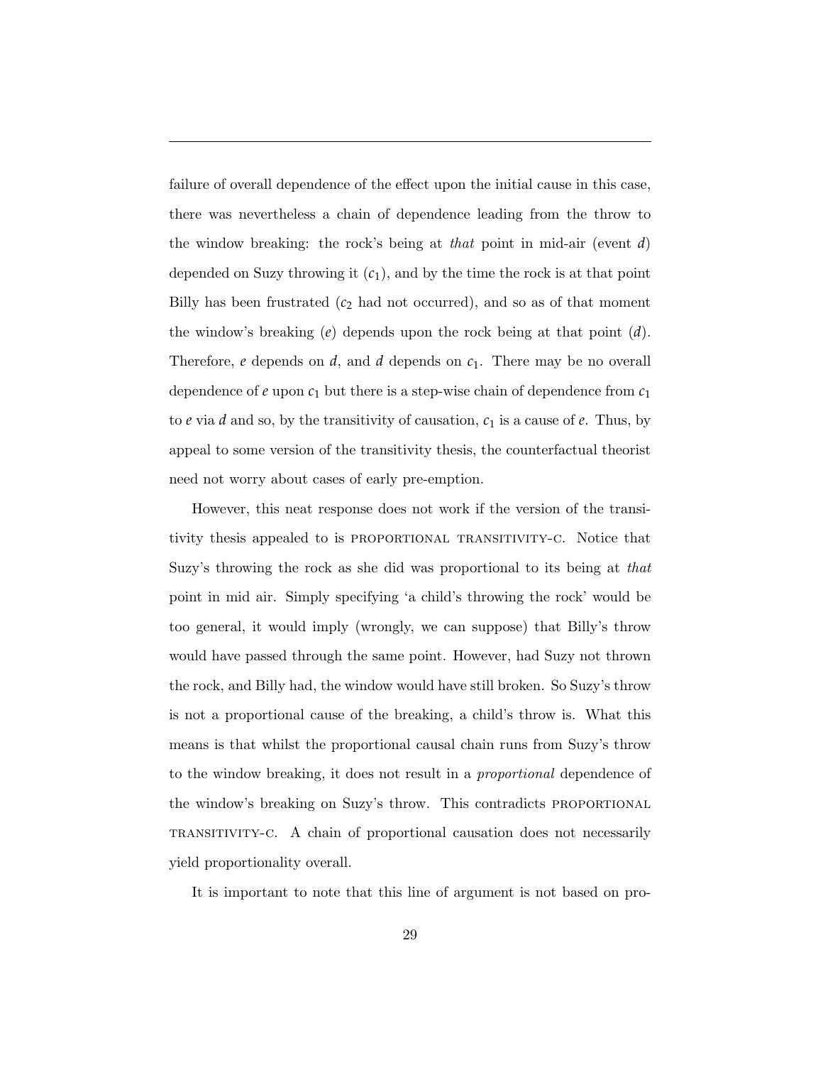failure of overall dependence of the effect upon the initial cause in this case, there was nevertheless a chain of dependence leading from the throw to the window breaking: the rock's being at *that* point in mid-air (event $d$) depended on Suzy throwing it ($c_1$), and by the time the rock is at that point Billy has been frustrated ($c_2$ had not occurred), and so as of that moment the window's breaking ($e$) depends upon the rock being at that point ($d$). Therefore, $e$ depends on $d$, and $d$ depends on $c_1$. There may be no overall dependence of $e$ upon $c_1$ but there is a step-wise chain of dependence from $c_1$ to $e$ via $d$ and so, by the transitivity of causation, $c_1$ is a cause of $e$. Thus, by appeal to some version of the transitivity thesis, the counterfactual theorist need not worry about cases of early pre-emption.

However, this neat response does not work if the version of the transitivity thesis appealed to is PROPORTIONAL TRANSITIVITY-C. Notice that Suzy's throwing the rock as she did was proportional to its being at *that* point in mid air. Simply specifying 'a child's throwing the rock' would be too general, it would imply (wrongly, we can suppose) that Billy's throw would have passed through the same point. However, had Suzy not thrown the rock, and Billy had, the window would have still broken. So Suzy's throw is not a proportional cause of the breaking, a child's throw is. What this means is that whilst the proportional causal chain runs from Suzy's throw to the window breaking, it does not result in a *proportional* dependence of the window's breaking on Suzy's throw. This contradicts PROPORTIONAL TRANSITIVITY-C. A chain of proportional causation does not necessarily yield proportionality overall.

It is important to note that this line of argument is not based on pro-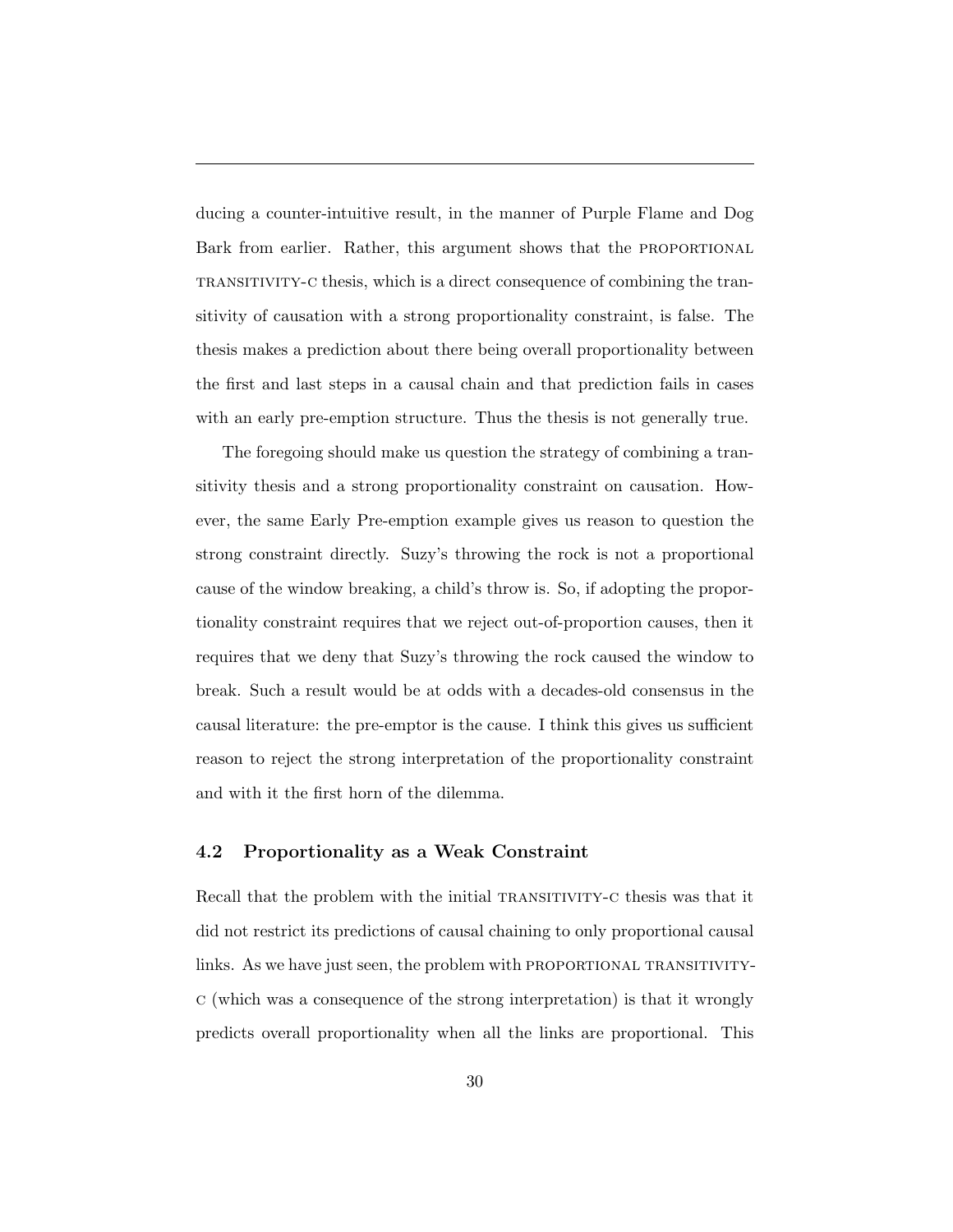ducing a counter-intuitive result, in the manner of Purple Flame and Dog Bark from earlier. Rather, this argument shows that the PROPORTIONAL TRANSITIVITY-C thesis, which is a direct consequence of combining the transitivity of causation with a strong proportionality constraint, is false. The thesis makes a prediction about there being overall proportionality between the first and last steps in a causal chain and that prediction fails in cases with an early pre-emption structure. Thus the thesis is not generally true.

The foregoing should make us question the strategy of combining a transitivity thesis and a strong proportionality constraint on causation. However, the same Early Pre-emption example gives us reason to question the strong constraint directly. Suzy's throwing the rock is not a proportional cause of the window breaking, a child's throw is. So, if adopting the proportionality constraint requires that we reject out-of-proportion causes, then it requires that we deny that Suzy's throwing the rock caused the window to break. Such a result would be at odds with a decades-old consensus in the causal literature: the pre-emptor is the cause. I think this gives us sufficient reason to reject the strong interpretation of the proportionality constraint and with it the first horn of the dilemma.

### 4.2 Proportionality as a Weak Constraint

Recall that the problem with the initial TRANSITIVITY-C thesis was that it did not restrict its predictions of causal chaining to only proportional causal links. As we have just seen, the problem with PROPORTIONAL TRANSITIVITY-C (which was a consequence of the strong interpretation) is that it wrongly predicts overall proportionality when all the links are proportional. This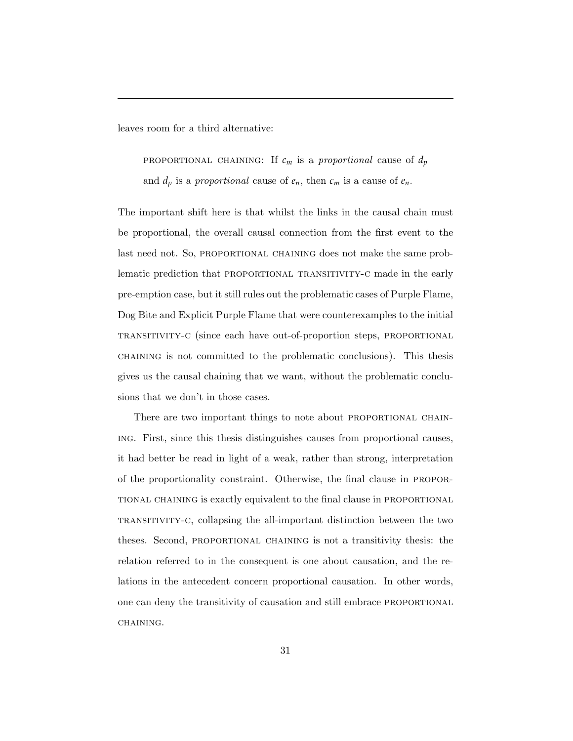leaves room for a third alternative:

> PROPORTIONAL CHAINING: If $c_m$ is a *proportional* cause of $d_p$ and $d_p$ is a *proportional* cause of $e_n$, then $c_m$ is a cause of $e_n$.

The important shift here is that whilst the links in the causal chain must be proportional, the overall causal connection from the first event to the last need not. So, PROPORTIONAL CHAINING does not make the same problematic prediction that PROPORTIONAL TRANSITIVITY-C made in the early pre-emption case, but it still rules out the problematic cases of Purple Flame, Dog Bite and Explicit Purple Flame that were counterexamples to the initial TRANSITIVITY-C (since each have out-of-proportion steps, PROPORTIONAL CHAINING is not committed to the problematic conclusions). This thesis gives us the causal chaining that we want, without the problematic conclusions that we don't in those cases.

There are two important things to note about PROPORTIONAL CHAINING. First, since this thesis distinguishes causes from proportional causes, it had better be read in light of a weak, rather than strong, interpretation of the proportionality constraint. Otherwise, the final clause in PROPORTIONAL CHAINING is exactly equivalent to the final clause in PROPORTIONAL TRANSITIVITY-C, collapsing the all-important distinction between the two theses. Second, PROPORTIONAL CHAINING is not a transitivity thesis: the relation referred to in the consequent is one about causation, and the relations in the antecedent concern proportional causation. In other words, one can deny the transitivity of causation and still embrace PROPORTIONAL CHAINING.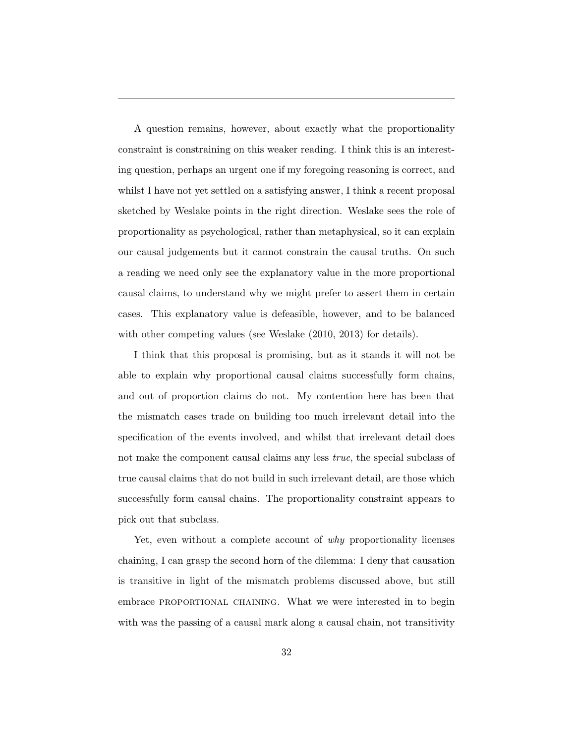---

A question remains, however, about exactly what the proportionality constraint is constraining on this weaker reading. I think this is an interesting question, perhaps an urgent one if my foregoing reasoning is correct, and whilst I have not yet settled on a satisfying answer, I think a recent proposal sketched by Weslake points in the right direction. Weslake sees the role of proportionality as psychological, rather than metaphysical, so it can explain our causal judgements but it cannot constrain the causal truths. On such a reading we need only see the explanatory value in the more proportional causal claims, to understand why we might prefer to assert them in certain cases. This explanatory value is defeasible, however, and to be balanced with other competing values (see Weslake (2010, 2013) for details).

I think that this proposal is promising, but as it stands it will not be able to explain why proportional causal claims successfully form chains, and out of proportion claims do not. My contention here has been that the mismatch cases trade on building too much irrelevant detail into the specification of the events involved, and whilst that irrelevant detail does not make the component causal claims any less *true*, the special subclass of true causal claims that do not build in such irrelevant detail, are those which successfully form causal chains. The proportionality constraint appears to pick out that subclass.

Yet, even without a complete account of *why* proportionality licenses chaining, I can grasp the second horn of the dilemma: I deny that causation is transitive in light of the mismatch problems discussed above, but still embrace PROPORTIONAL CHAINING. What we were interested in to begin with was the passing of a causal mark along a causal chain, not transitivity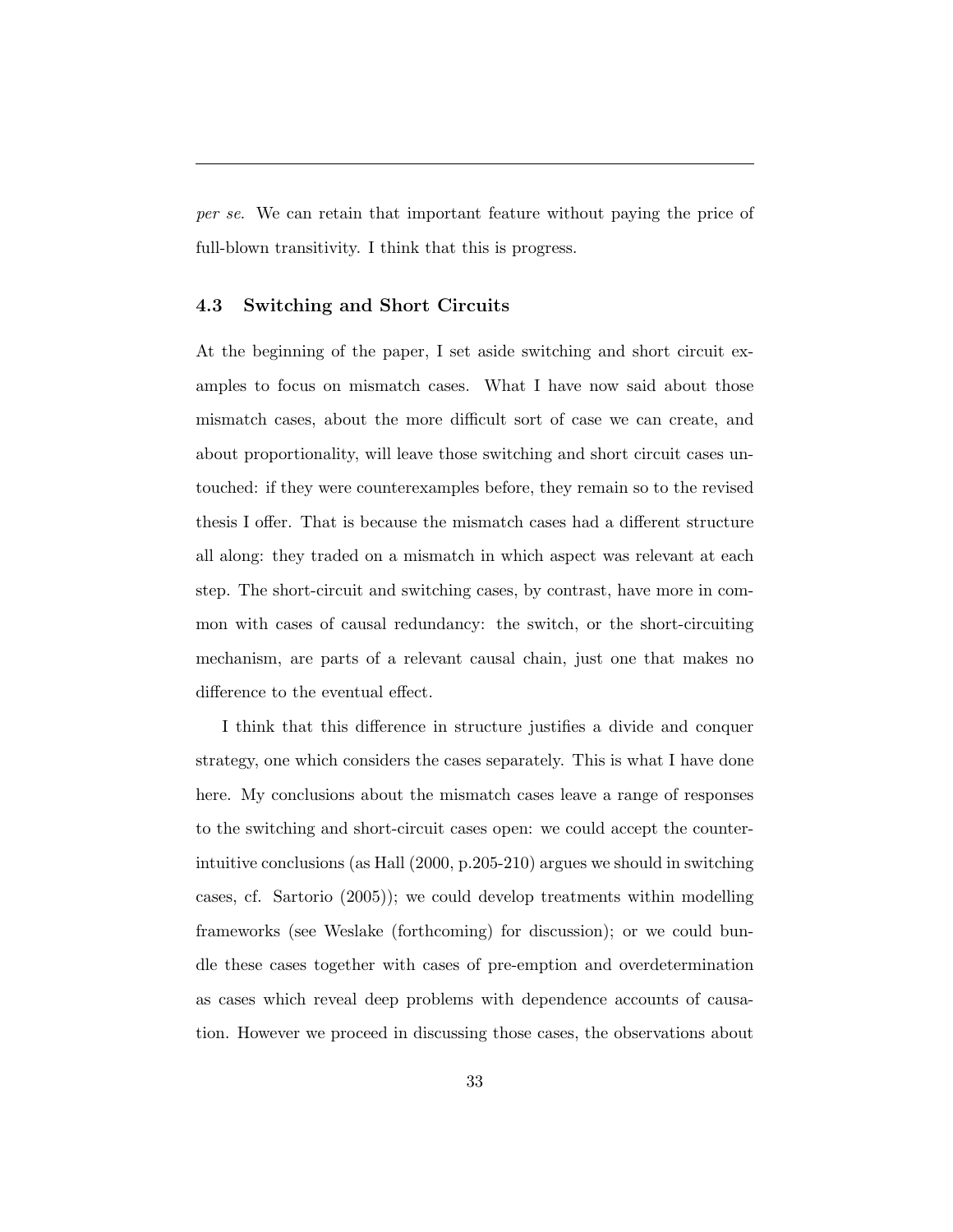*per se*. We can retain that important feature without paying the price of full-blown transitivity. I think that this is progress.

### 4.3 Switching and Short Circuits

At the beginning of the paper, I set aside switching and short circuit examples to focus on mismatch cases. What I have now said about those mismatch cases, about the more difficult sort of case we can create, and about proportionality, will leave those switching and short circuit cases untouched: if they were counterexamples before, they remain so to the revised thesis I offer. That is because the mismatch cases had a different structure all along: they traded on a mismatch in which aspect was relevant at each step. The short-circuit and switching cases, by contrast, have more in common with cases of causal redundancy: the switch, or the short-circuiting mechanism, are parts of a relevant causal chain, just one that makes no difference to the eventual effect.

I think that this difference in structure justifies a divide and conquer strategy, one which considers the cases separately. This is what I have done here. My conclusions about the mismatch cases leave a range of responses to the switching and short-circuit cases open: we could accept the counterintuitive conclusions (as Hall (2000, p.205-210) argues we should in switching cases, cf. Sartorio (2005)); we could develop treatments within modelling frameworks (see Weslake (forthcoming) for discussion); or we could bundle these cases together with cases of pre-emption and overdetermination as cases which reveal deep problems with dependence accounts of causation. However we proceed in discussing those cases, the observations about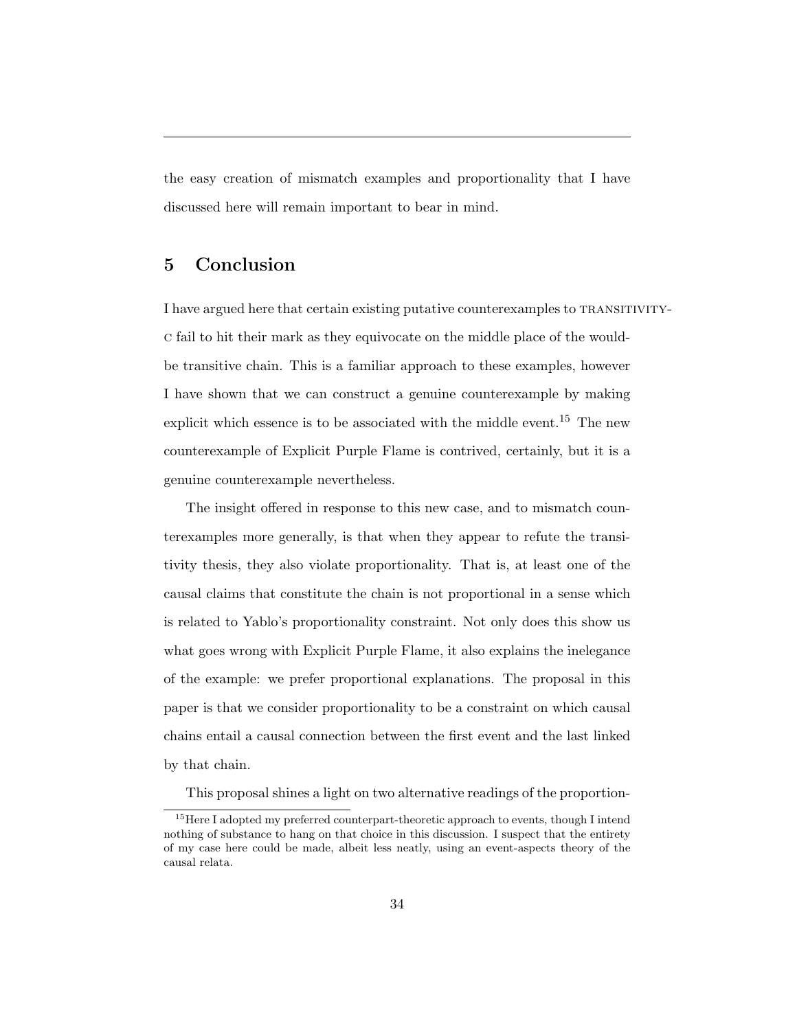the easy creation of mismatch examples and proportionality that I have discussed here will remain important to bear in mind.

## 5 Conclusion

I have argued here that certain existing putative counterexamples to TRANSITIVITY-C fail to hit their mark as they equivocate on the middle place of the would-be transitive chain. This is a familiar approach to these examples, however I have shown that we can construct a genuine counterexample by making explicit which essence is to be associated with the middle event.[15] The new counterexample of Explicit Purple Flame is contrived, certainly, but it is a genuine counterexample nevertheless.

The insight offered in response to this new case, and to mismatch counterexamples more generally, is that when they appear to refute the transitivity thesis, they also violate proportionality. That is, at least one of the causal claims that constitute the chain is not proportional in a sense which is related to Yablo's proportionality constraint. Not only does this show us what goes wrong with Explicit Purple Flame, it also explains the inelegance of the example: we prefer proportional explanations. The proposal in this paper is that we consider proportionality to be a constraint on which causal chains entail a causal connection between the first event and the last linked by that chain.

This proposal shines a light on two alternative readings of the proportion-

[15] Here I adopted my preferred counterpart-theoretic approach to events, though I intend nothing of substance to hang on that choice in this discussion. I suspect that the entirety of my case here could be made, albeit less neatly, using an event-aspects theory of the causal relata.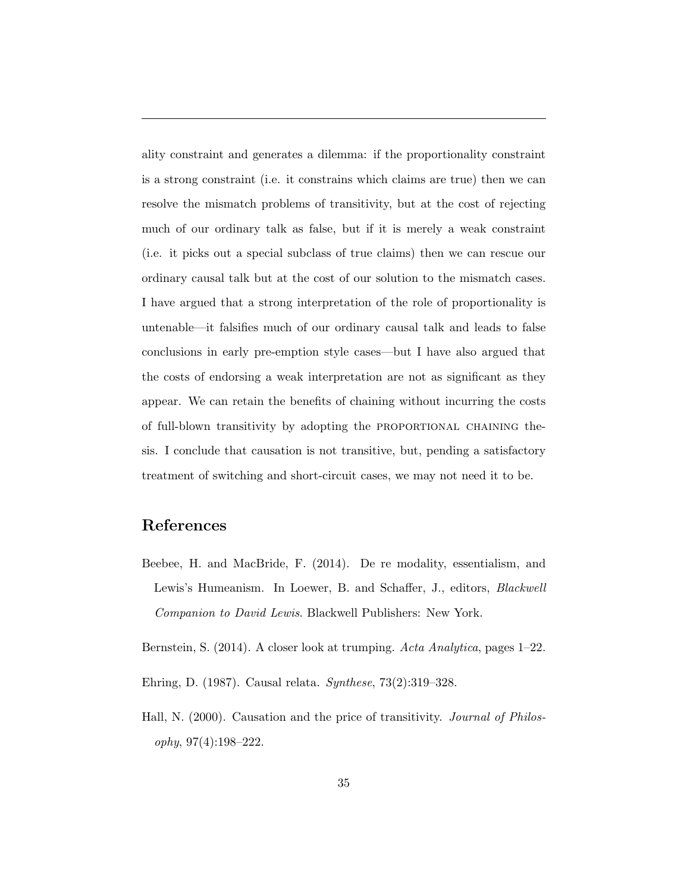ality constraint and generates a dilemma: if the proportionality constraint is a strong constraint (i.e. it constrains which claims are true) then we can resolve the mismatch problems of transitivity, but at the cost of rejecting much of our ordinary talk as false, but if it is merely a weak constraint (i.e. it picks out a special subclass of true claims) then we can rescue our ordinary causal talk but at the cost of our solution to the mismatch cases. I have argued that a strong interpretation of the role of proportionality is untenable—it falsifies much of our ordinary causal talk and leads to false conclusions in early pre-emption style cases—but I have also argued that the costs of endorsing a weak interpretation are not as significant as they appear. We can retain the benefits of chaining without incurring the costs of full-blown transitivity by adopting the PROPORTIONAL CHAINING thesis. I conclude that causation is not transitive, but, pending a satisfactory treatment of switching and short-circuit cases, we may not need it to be.

## References

Beebee, H. and MacBride, F. (2014). De re modality, essentialism, and Lewis's Humeanism. In Loewer, B. and Schaffer, J., editors, *Blackwell Companion to David Lewis*. Blackwell Publishers: New York.

Bernstein, S. (2014). A closer look at trumping. *Acta Analytica*, pages 1–22.

Ehring, D. (1987). Causal relata. *Synthese*, 73(2):319–328.

Hall, N. (2000). Causation and the price of transitivity. *Journal of Philosophy*, 97(4):198–222.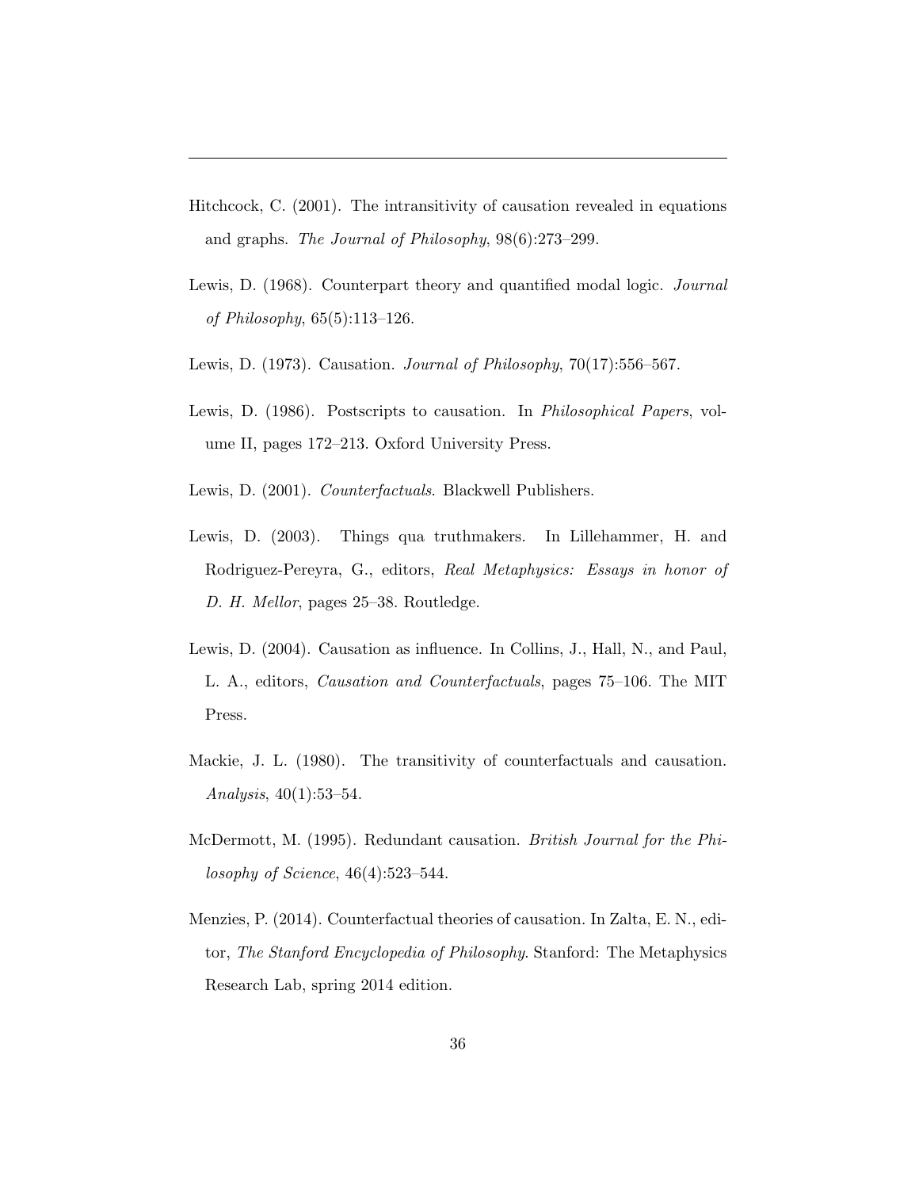Hitchcock, C. (2001). The intransitivity of causation revealed in equations and graphs. *The Journal of Philosophy*, 98(6):273–299.

Lewis, D. (1968). Counterpart theory and quantified modal logic. *Journal of Philosophy*, 65(5):113–126.

Lewis, D. (1973). Causation. *Journal of Philosophy*, 70(17):556–567.

Lewis, D. (1986). Postscripts to causation. In *Philosophical Papers*, volume II, pages 172–213. Oxford University Press.

Lewis, D. (2001). *Counterfactuals*. Blackwell Publishers.

Lewis, D. (2003). Things qua truthmakers. In Lillehammer, H. and Rodriguez-Pereyra, G., editors, *Real Metaphysics: Essays in honor of D. H. Mellor*, pages 25–38. Routledge.

Lewis, D. (2004). Causation as influence. In Collins, J., Hall, N., and Paul, L. A., editors, *Causation and Counterfactuals*, pages 75–106. The MIT Press.

Mackie, J. L. (1980). The transitivity of counterfactuals and causation. *Analysis*, 40(1):53–54.

McDermott, M. (1995). Redundant causation. *British Journal for the Philosophy of Science*, 46(4):523–544.

Menzies, P. (2014). Counterfactual theories of causation. In Zalta, E. N., editor, *The Stanford Encyclopedia of Philosophy*. Stanford: The Metaphysics Research Lab, spring 2014 edition.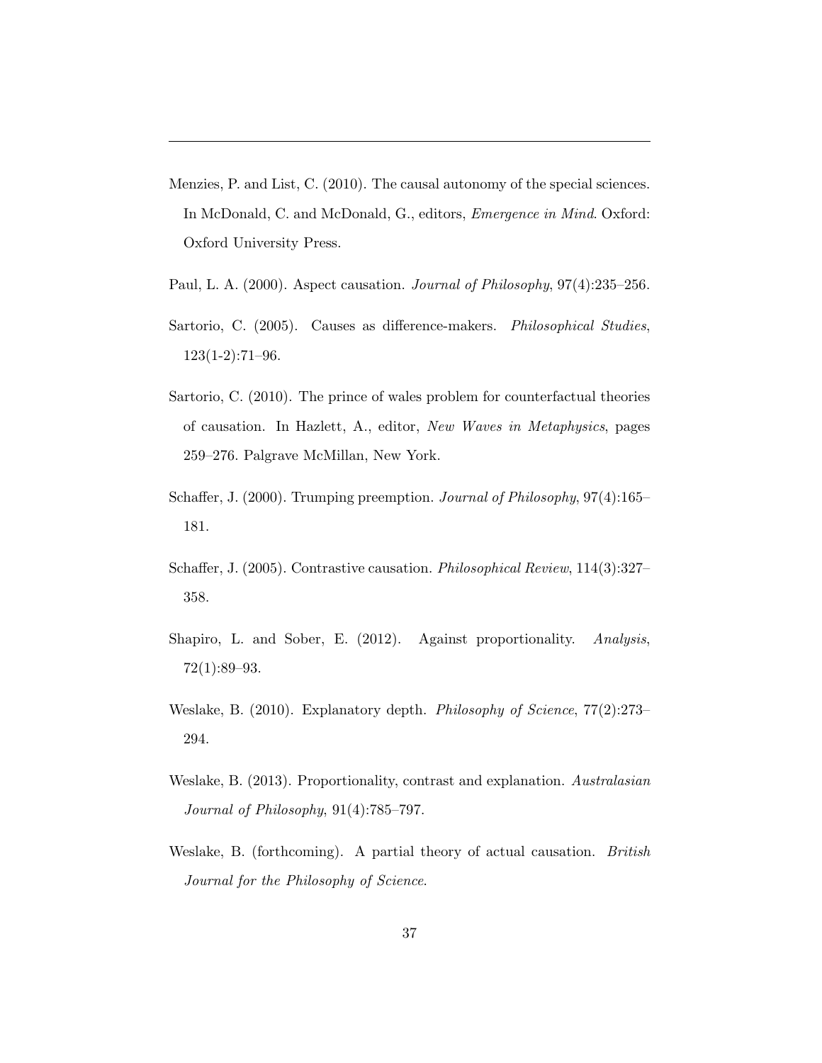Menzies, P. and List, C. (2010). The causal autonomy of the special sciences. In McDonald, C. and McDonald, G., editors, *Emergence in Mind*. Oxford: Oxford University Press.

Paul, L. A. (2000). Aspect causation. *Journal of Philosophy*, 97(4):235–256.

Sartorio, C. (2005). Causes as difference-makers. *Philosophical Studies*, 123(1-2):71–96.

Sartorio, C. (2010). The prince of wales problem for counterfactual theories of causation. In Hazlett, A., editor, *New Waves in Metaphysics*, pages 259–276. Palgrave McMillan, New York.

Schaffer, J. (2000). Trumping preemption. *Journal of Philosophy*, 97(4):165–181.

Schaffer, J. (2005). Contrastive causation. *Philosophical Review*, 114(3):327–358.

Shapiro, L. and Sober, E. (2012). Against proportionality. *Analysis*, 72(1):89–93.

Weslake, B. (2010). Explanatory depth. *Philosophy of Science*, 77(2):273–294.

Weslake, B. (2013). Proportionality, contrast and explanation. *Australasian Journal of Philosophy*, 91(4):785–797.

Weslake, B. (forthcoming). A partial theory of actual causation. *British Journal for the Philosophy of Science*.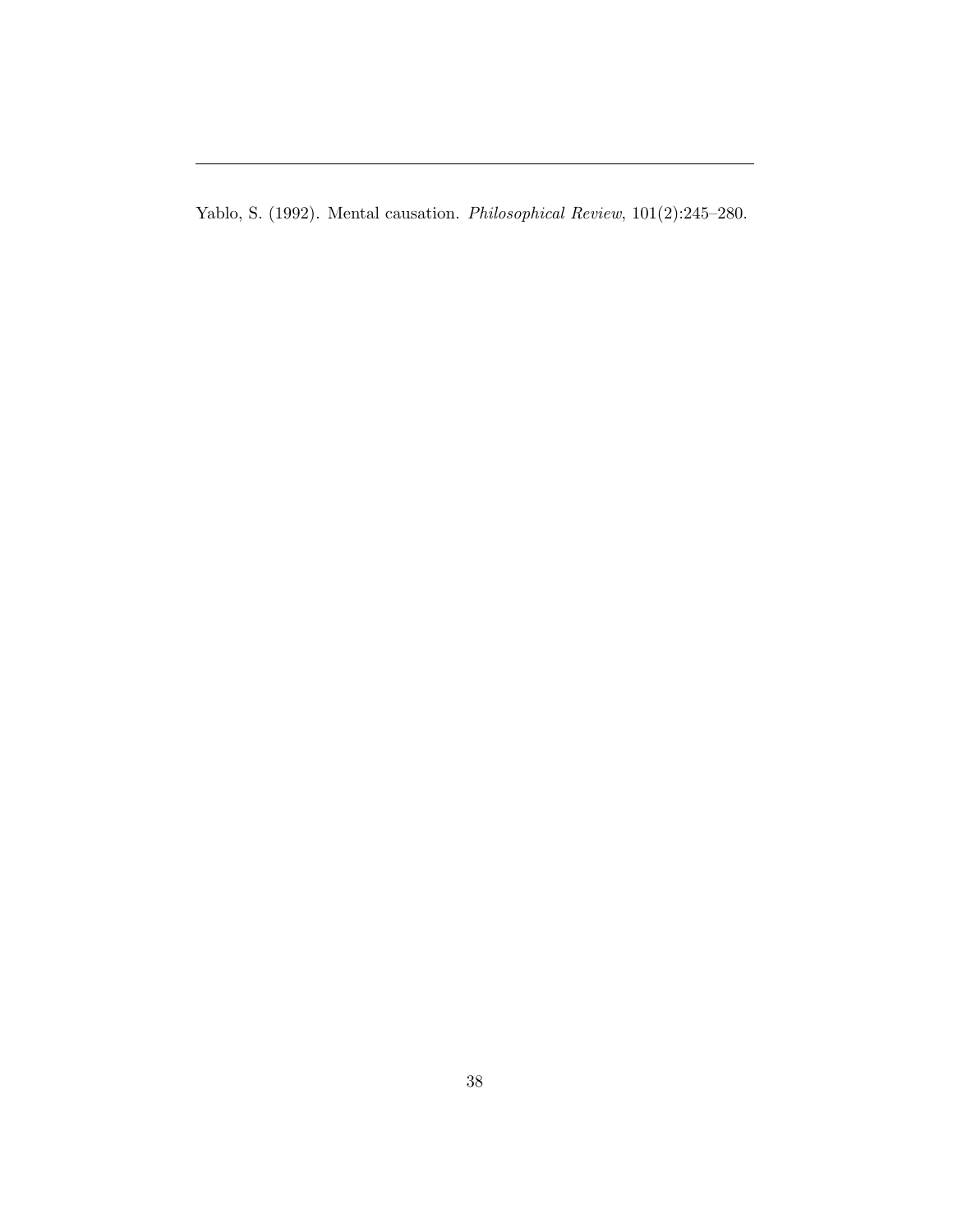Yablo, S. (1992). Mental causation. *Philosophical Review*, 101(2):245–280.